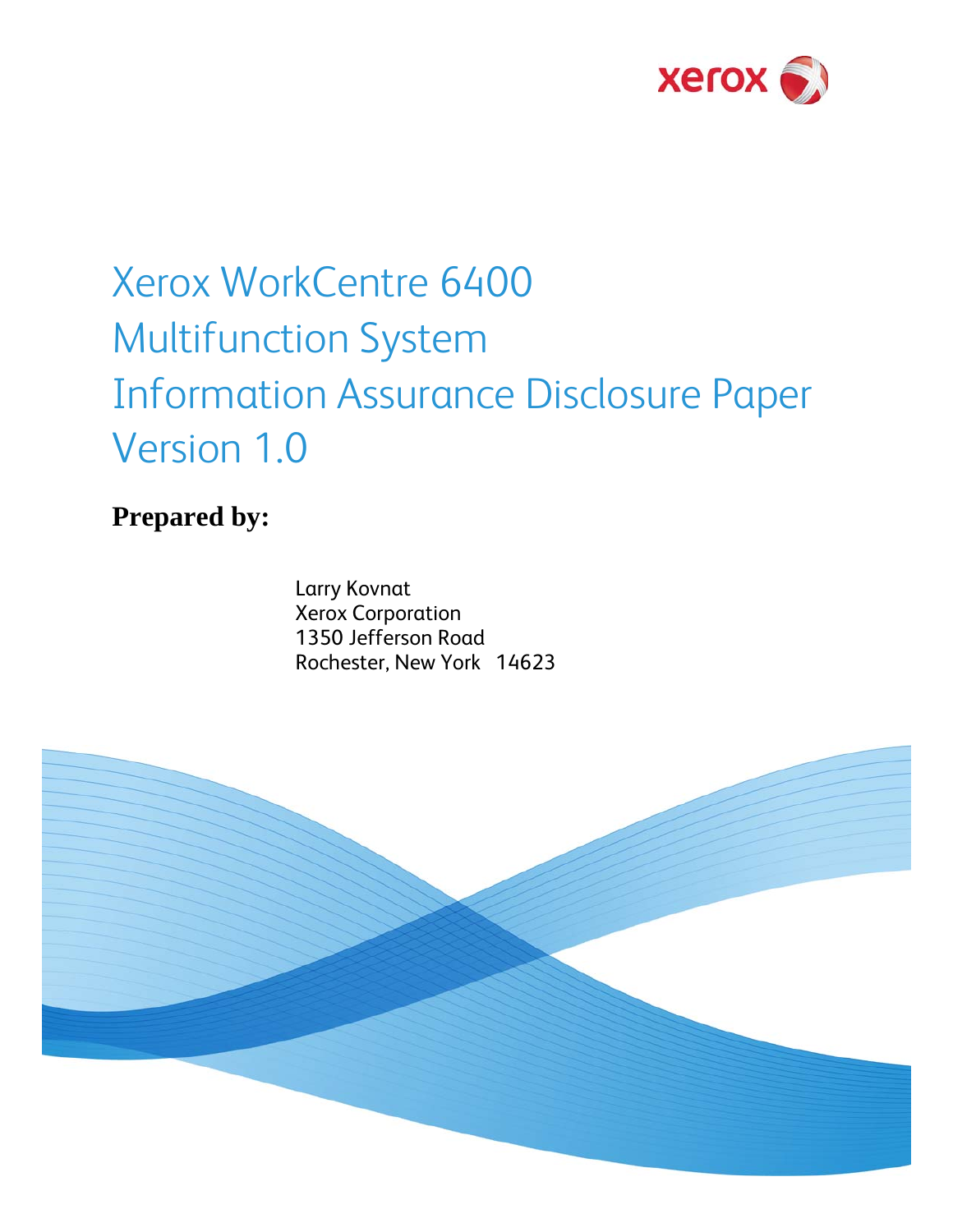# Xerox WorkCentre 6400 Multifunction System Information Assurance Disclosure Paper Version 1.0

**Prepared by:**

Larry Kovnat
Xerox Corporation
1350 Jefferson Road
Rochester, New York 14623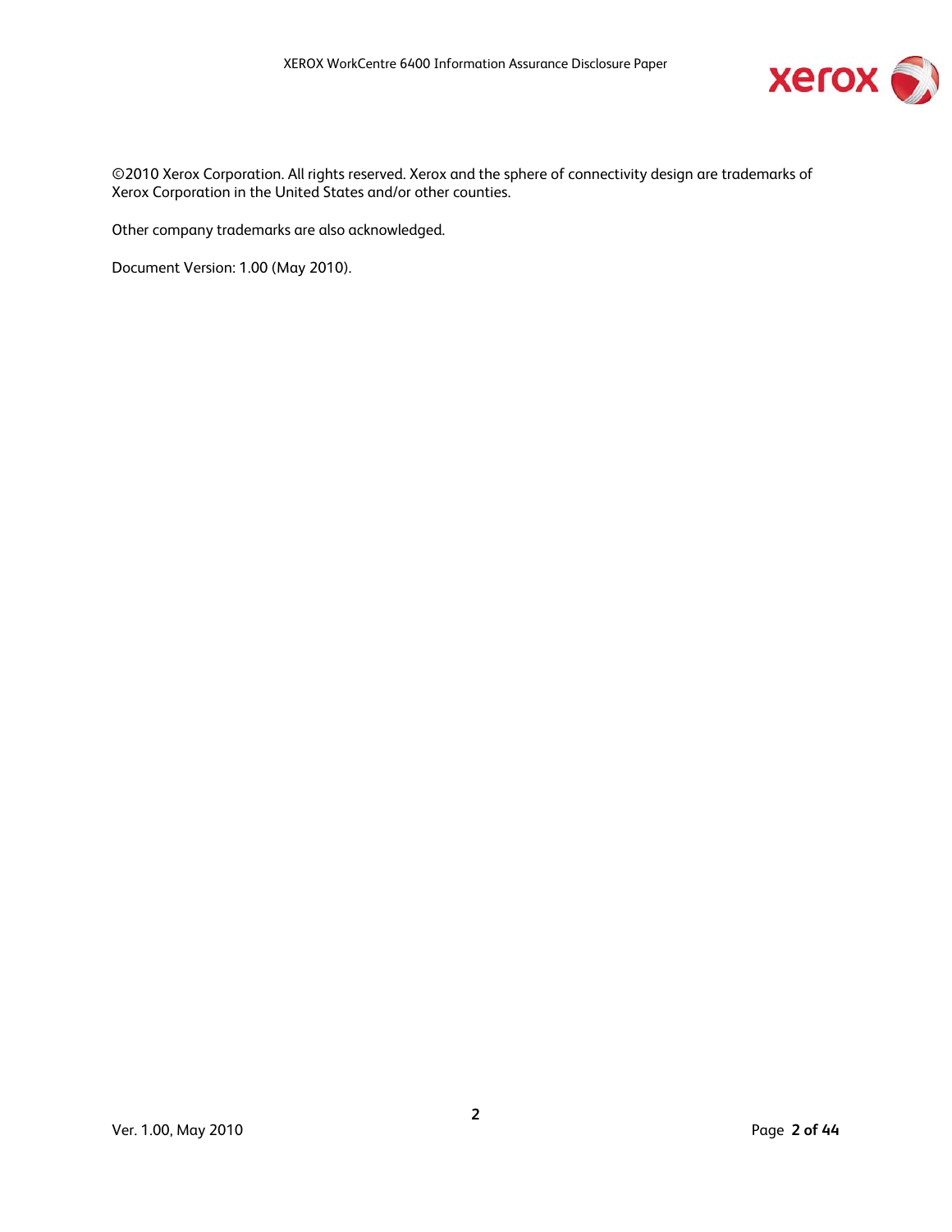©2010 Xerox Corporation. All rights reserved. Xerox and the sphere of connectivity design are trademarks of Xerox Corporation in the United States and/or other counties.

Other company trademarks are also acknowledged.

Document Version: 1.00 (May 2010).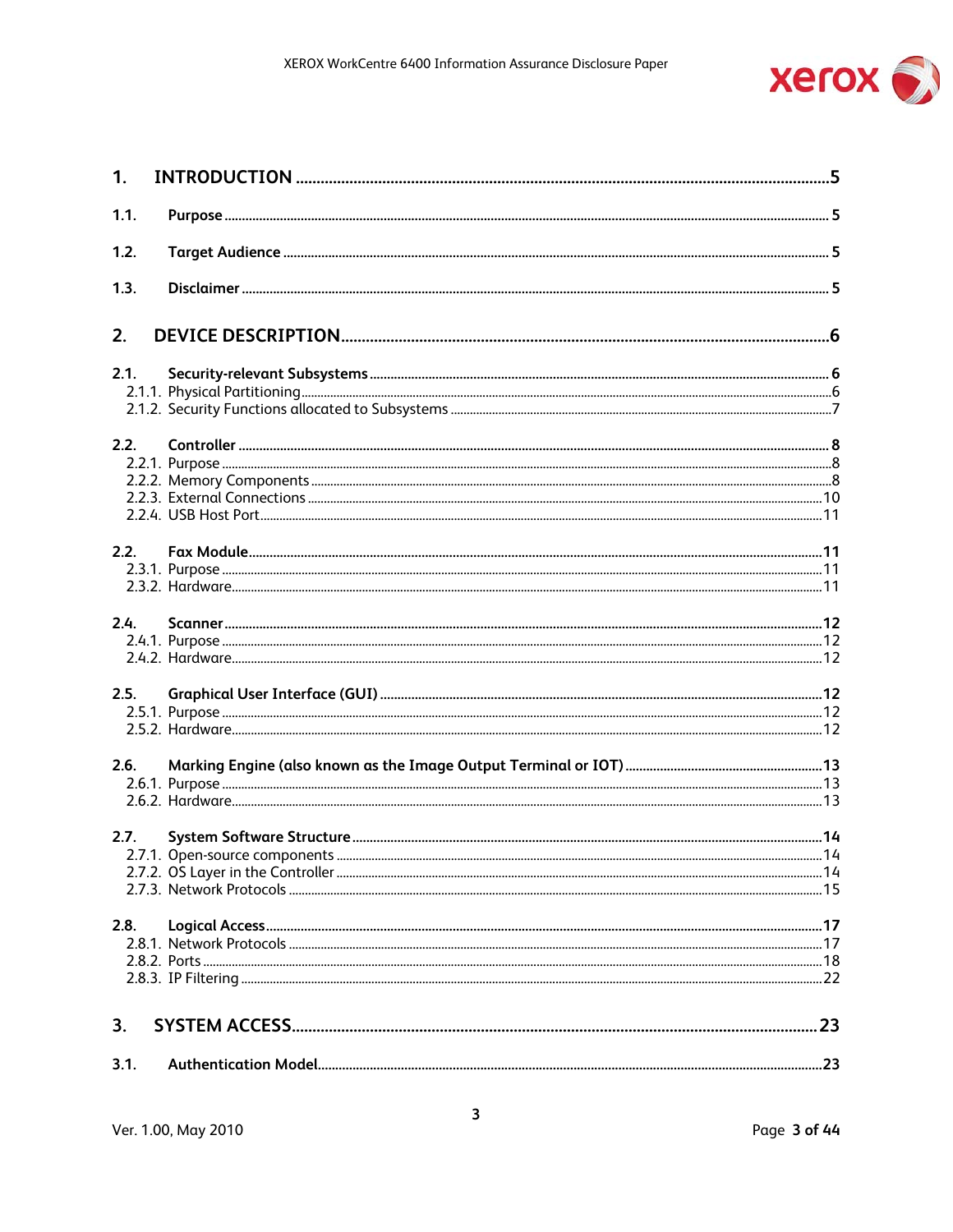1. **INTRODUCTION** ..... 5

1.1. **Purpose** ..... 5

1.2. **Target Audience** ..... 5

1.3. **Disclaimer** ..... 5

2. **DEVICE DESCRIPTION** ..... 6

2.1. **Security-relevant Subsystems** ..... 6
- 2.1.1. Physical Partitioning ..... 6
- 2.1.2. Security Functions allocated to Subsystems ..... 7

2.2. **Controller** ..... 8
- 2.2.1. Purpose ..... 8
- 2.2.2. Memory Components ..... 8
- 2.2.3. External Connections ..... 10
- 2.2.4. USB Host Port ..... 11

2.2. **Fax Module** ..... 11
- 2.3.1. Purpose ..... 11
- 2.3.2. Hardware ..... 11

2.4. **Scanner** ..... 12
- 2.4.1. Purpose ..... 12
- 2.4.2. Hardware ..... 12

2.5. **Graphical User Interface (GUI)** ..... 12
- 2.5.1. Purpose ..... 12
- 2.5.2. Hardware ..... 12

2.6. **Marking Engine (also known as the Image Output Terminal or IOT)** ..... 13
- 2.6.1. Purpose ..... 13
- 2.6.2. Hardware ..... 13

2.7. **System Software Structure** ..... 14
- 2.7.1. Open-source components ..... 14
- 2.7.2. OS Layer in the Controller ..... 14
- 2.7.3. Network Protocols ..... 15

2.8. **Logical Access** ..... 17
- 2.8.1. Network Protocols ..... 17
- 2.8.2. Ports ..... 18
- 2.8.3. IP Filtering ..... 22

3. **SYSTEM ACCESS** ..... 23

3.1. **Authentication Model** ..... 23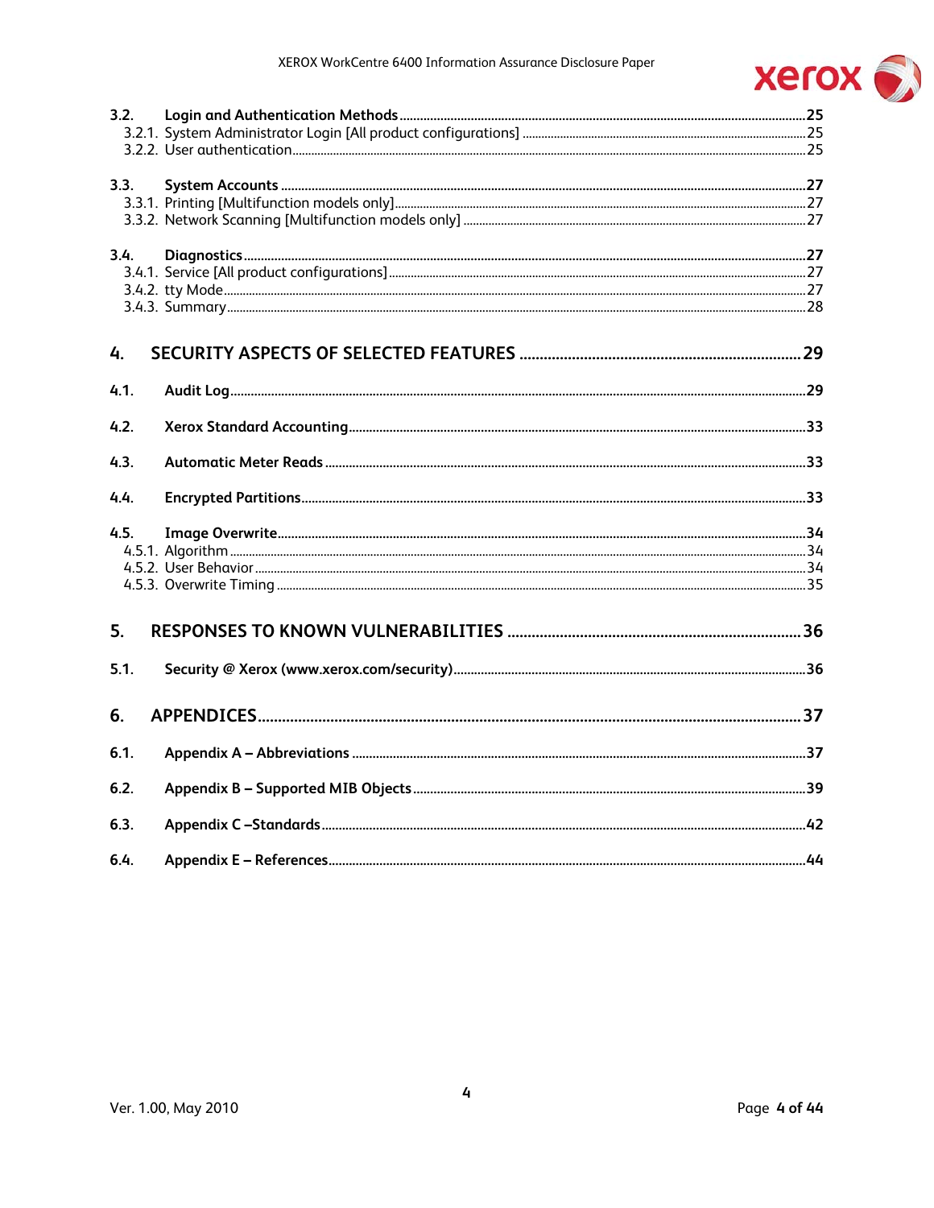3.2. **Login and Authentication Methods** ..... 25
- 3.2.1. System Administrator Login [All product configurations] ..... 25
- 3.2.2. User authentication ..... 25

3.3. **System Accounts** ..... 27
- 3.3.1. Printing [Multifunction models only] ..... 27
- 3.3.2. Network Scanning [Multifunction models only] ..... 27

3.4. **Diagnostics** ..... 27
- 3.4.1. Service [All product configurations] ..... 27
- 3.4.2. tty Mode ..... 27
- 3.4.3. Summary ..... 28

**4. SECURITY ASPECTS OF SELECTED FEATURES ..... 29**

4.1. **Audit Log** ..... 29

4.2. **Xerox Standard Accounting** ..... 33

4.3. **Automatic Meter Reads** ..... 33

4.4. **Encrypted Partitions** ..... 33

4.5. **Image Overwrite** ..... 34
- 4.5.1. Algorithm ..... 34
- 4.5.2. User Behavior ..... 34
- 4.5.3. Overwrite Timing ..... 35

**5. RESPONSES TO KNOWN VULNERABILITIES ..... 36**

5.1. **Security @ Xerox (www.xerox.com/security)** ..... 36

**6. APPENDICES ..... 37**

6.1. **Appendix A – Abbreviations** ..... 37

6.2. **Appendix B – Supported MIB Objects** ..... 39

6.3. **Appendix C –Standards** ..... 42

6.4. **Appendix E – References** ..... 44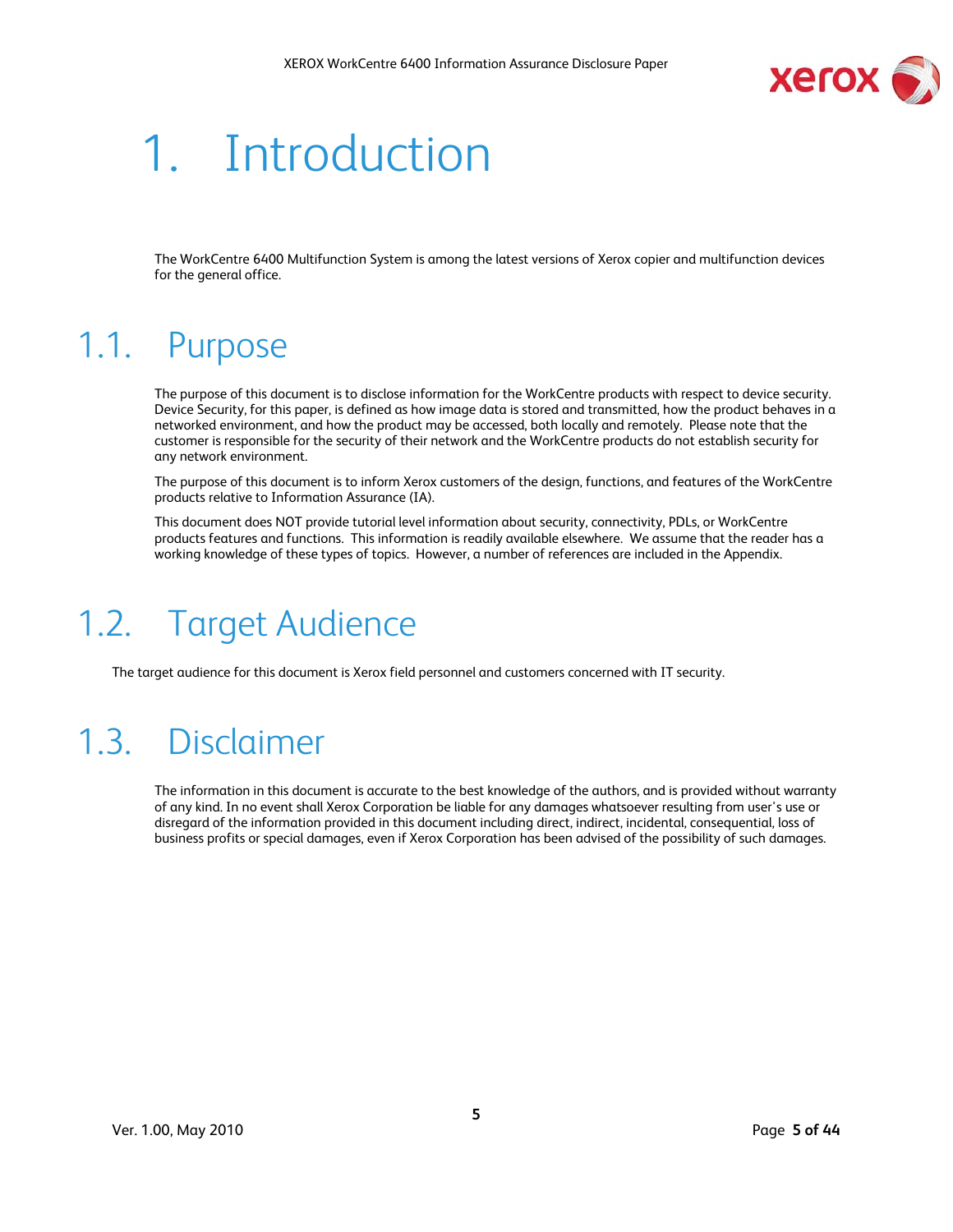# 1. Introduction

The WorkCentre 6400 Multifunction System is among the latest versions of Xerox copier and multifunction devices for the general office.

## 1.1. Purpose

The purpose of this document is to disclose information for the WorkCentre products with respect to device security. Device Security, for this paper, is defined as how image data is stored and transmitted, how the product behaves in a networked environment, and how the product may be accessed, both locally and remotely. Please note that the customer is responsible for the security of their network and the WorkCentre products do not establish security for any network environment.

The purpose of this document is to inform Xerox customers of the design, functions, and features of the WorkCentre products relative to Information Assurance (IA).

This document does NOT provide tutorial level information about security, connectivity, PDLs, or WorkCentre products features and functions. This information is readily available elsewhere. We assume that the reader has a working knowledge of these types of topics. However, a number of references are included in the Appendix.

## 1.2. Target Audience

The target audience for this document is Xerox field personnel and customers concerned with IT security.

## 1.3. Disclaimer

The information in this document is accurate to the best knowledge of the authors, and is provided without warranty of any kind. In no event shall Xerox Corporation be liable for any damages whatsoever resulting from user's use or disregard of the information provided in this document including direct, indirect, incidental, consequential, loss of business profits or special damages, even if Xerox Corporation has been advised of the possibility of such damages.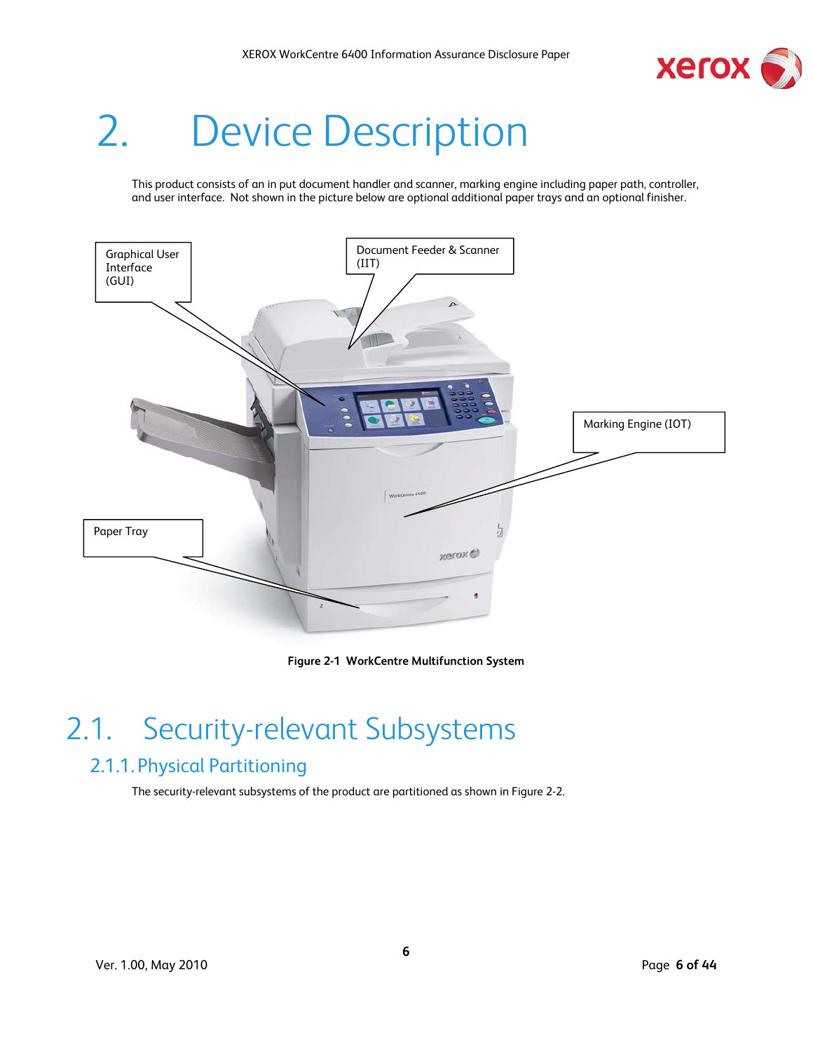# 2. Device Description

This product consists of an in put document handler and scanner, marking engine including paper path, controller, and user interface. Not shown in the picture below are optional additional paper trays and an optional finisher.

Graphical User Interface (GUI)

Document Feeder & Scanner (IIT)

Marking Engine (IOT)

Paper Tray

**Figure 2-1 WorkCentre Multifunction System**

## 2.1. Security-relevant Subsystems

### 2.1.1. Physical Partitioning

The security-relevant subsystems of the product are partitioned as shown in Figure 2-2.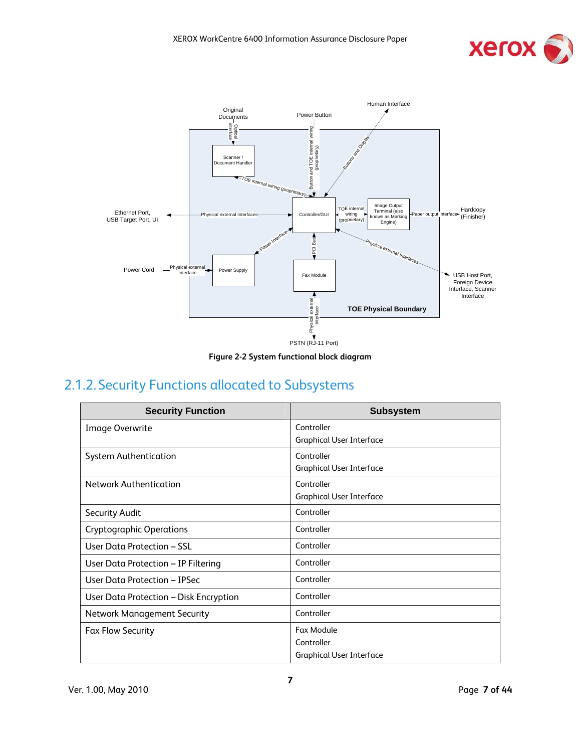Figure 2-2 System functional block diagram

## 2.1.2. Security Functions allocated to Subsystems

| Security Function | Subsystem |
|---|---|
| Image Overwrite | Controller<br>Graphical User Interface |
| System Authentication | Controller<br>Graphical User Interface |
| Network Authentication | Controller<br>Graphical User Interface |
| Security Audit | Controller |
| Cryptographic Operations | Controller |
| User Data Protection – SSL | Controller |
| User Data Protection – IP Filtering | Controller |
| User Data Protection – IPSec | Controller |
| User Data Protection – Disk Encryption | Controller |
| Network Management Security | Controller |
| Fax Flow Security | Fax Module<br>Controller<br>Graphical User Interface |

Ver. 1.00, May 2010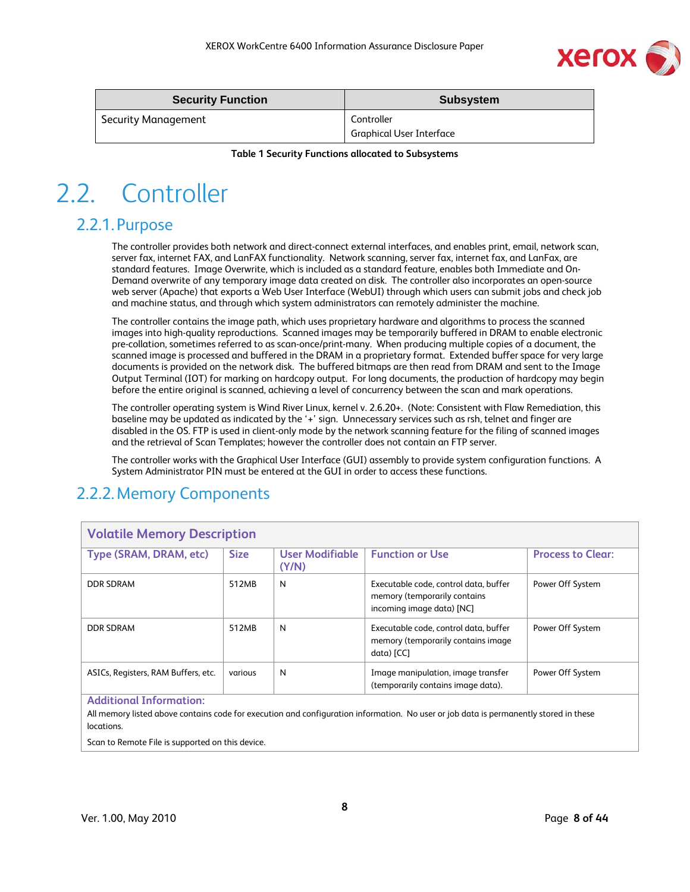| Security Function | Subsystem |
| --- | --- |
| Security Management | Controller<br>Graphical User Interface |

**Table 1 Security Functions allocated to Subsystems**

# 2.2. Controller

## 2.2.1. Purpose

The controller provides both network and direct-connect external interfaces, and enables print, email, network scan, server fax, internet FAX, and LanFAX functionality. Network scanning, server fax, internet fax, and LanFax, are standard features. Image Overwrite, which is included as a standard feature, enables both Immediate and On-Demand overwrite of any temporary image data created on disk. The controller also incorporates an open-source web server (Apache) that exports a Web User Interface (WebUI) through which users can submit jobs and check job and machine status, and through which system administrators can remotely administer the machine.

The controller contains the image path, which uses proprietary hardware and algorithms to process the scanned images into high-quality reproductions. Scanned images may be temporarily buffered in DRAM to enable electronic pre-collation, sometimes referred to as scan-once/print-many. When producing multiple copies of a document, the scanned image is processed and buffered in the DRAM in a proprietary format. Extended buffer space for very large documents is provided on the network disk. The buffered bitmaps are then read from DRAM and sent to the Image Output Terminal (IOT) for marking on hardcopy output. For long documents, the production of hardcopy may begin before the entire original is scanned, achieving a level of concurrency between the scan and mark operations.

The controller operating system is Wind River Linux, kernel v. 2.6.20+. (Note: Consistent with Flaw Remediation, this baseline may be updated as indicated by the '+' sign. Unnecessary services such as rsh, telnet and finger are disabled in the OS. FTP is used in client-only mode by the network scanning feature for the filing of scanned images and the retrieval of Scan Templates; however the controller does not contain an FTP server.

The controller works with the Graphical User Interface (GUI) assembly to provide system configuration functions. A System Administrator PIN must be entered at the GUI in order to access these functions.

## 2.2.2. Memory Components

| Volatile Memory Description | | | | |
| --- | --- | --- | --- | --- |
| **Type (SRAM, DRAM, etc)** | **Size** | **User Modifiable (Y/N)** | **Function or Use** | **Process to Clear:** |
| DDR SDRAM | 512MB | N | Executable code, control data, buffer memory (temporarily contains incoming image data) [NC] | Power Off System |
| DDR SDRAM | 512MB | N | Executable code, control data, buffer memory (temporarily contains image data) [CC] | Power Off System |
| ASICs, Registers, RAM Buffers, etc. | various | N | Image manipulation, image transfer (temporarily contains image data). | Power Off System |

**Additional Information:**

All memory listed above contains code for execution and configuration information. No user or job data is permanently stored in these locations.

Scan to Remote File is supported on this device.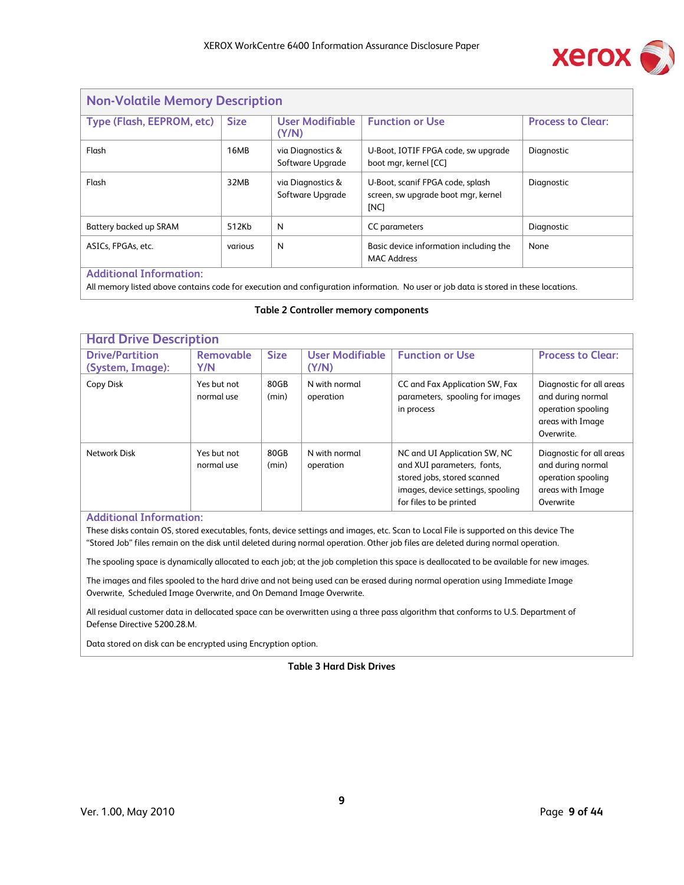| Non-Volatile Memory Description | | | | |
|---|---|---|---|---|
| **Type (Flash, EEPROM, etc)** | **Size** | **User Modifiable (Y/N)** | **Function or Use** | **Process to Clear:** |
| Flash | 16MB | via Diagnostics & Software Upgrade | U-Boot, IOTIF FPGA code, sw upgrade boot mgr, kernel [CC] | Diagnostic |
| Flash | 32MB | via Diagnostics & Software Upgrade | U-Boot, scanif FPGA code, splash screen, sw upgrade boot mgr, kernel [NC] | Diagnostic |
| Battery backed up SRAM | 512Kb | N | CC parameters | Diagnostic |
| ASICs, FPGAs, etc. | various | N | Basic device information including the MAC Address | None |

**Additional Information:**

All memory listed above contains code for execution and configuration information. No user or job data is stored in these locations.

**Table 2 Controller memory components**

| Hard Drive Description | | | | | |
|---|---|---|---|---|---|
| **Drive/Partition (System, Image):** | **Removable Y/N** | **Size** | **User Modifiable (Y/N)** | **Function or Use** | **Process to Clear:** |
| Copy Disk | Yes but not normal use | 80GB (min) | N with normal operation | CC and Fax Application SW, Fax parameters, spooling for images in process | Diagnostic for all areas and during normal operation spooling areas with Image Overwrite. |
| Network Disk | Yes but not normal use | 80GB (min) | N with normal operation | NC and UI Application SW, NC and XUI parameters, fonts, stored jobs, stored scanned images, device settings, spooling for files to be printed | Diagnostic for all areas and during normal operation spooling areas with Image Overwrite |

**Additional Information:**

These disks contain OS, stored executables, fonts, device settings and images, etc. Scan to Local File is supported on this device The "Stored Job" files remain on the disk until deleted during normal operation. Other job files are deleted during normal operation.

The spooling space is dynamically allocated to each job; at the job completion this space is deallocated to be available for new images.

The images and files spooled to the hard drive and not being used can be erased during normal operation using Immediate Image Overwrite, Scheduled Image Overwrite, and On Demand Image Overwrite.

All residual customer data in dellocated space can be overwritten using a three pass algorithm that conforms to U.S. Department of Defense Directive 5200.28.M.

Data stored on disk can be encrypted using Encryption option.

**Table 3 Hard Disk Drives**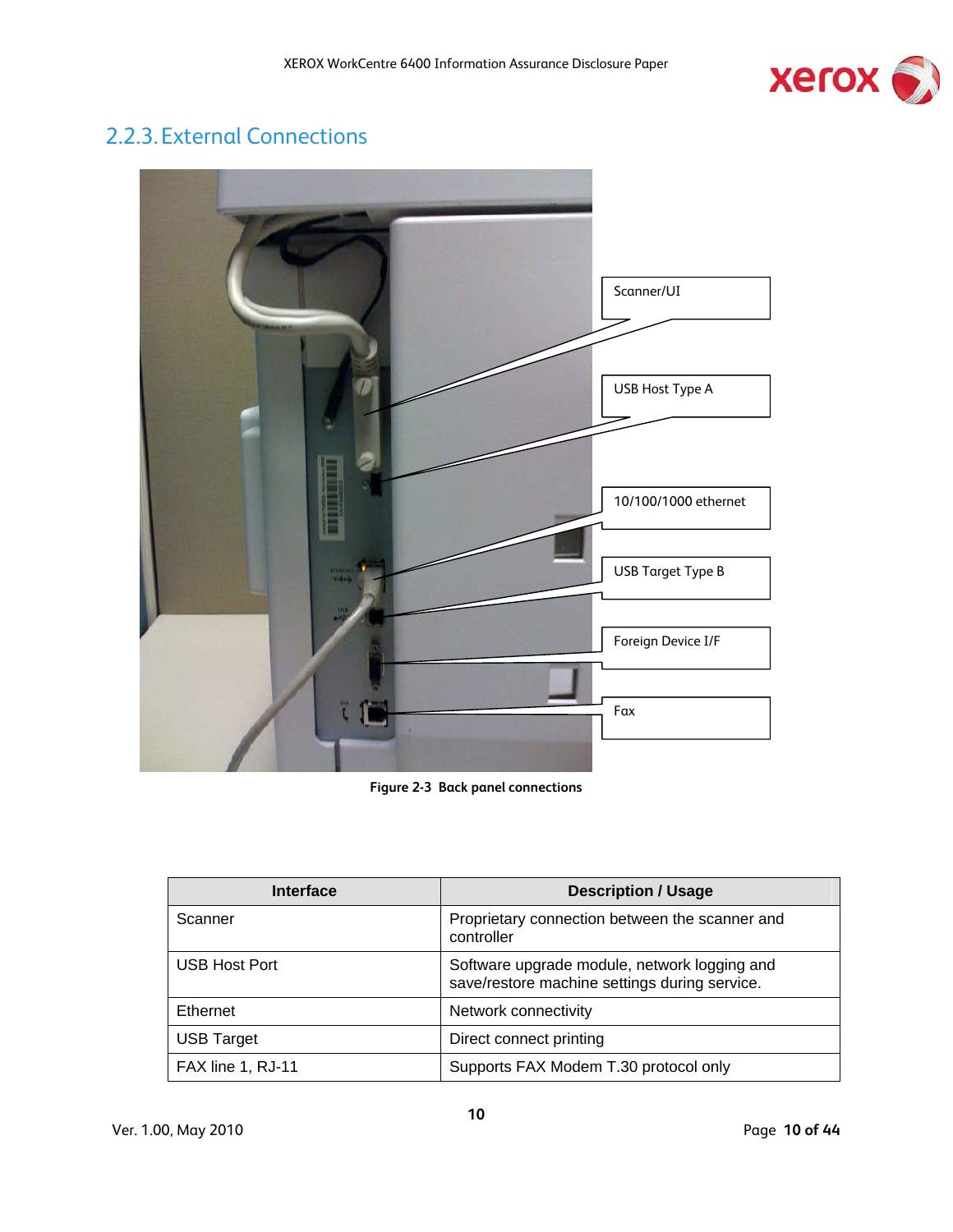## 2.2.3. External Connections

Scanner/UI

USB Host Type A

10/100/1000 ethernet

USB Target Type B

Foreign Device I/F

Fax

Figure 2-3 Back panel connections

| Interface | Description / Usage |
| --- | --- |
| Scanner | Proprietary connection between the scanner and controller |
| USB Host Port | Software upgrade module, network logging and save/restore machine settings during service. |
| Ethernet | Network connectivity |
| USB Target | Direct connect printing |
| FAX line 1, RJ-11 | Supports FAX Modem T.30 protocol only |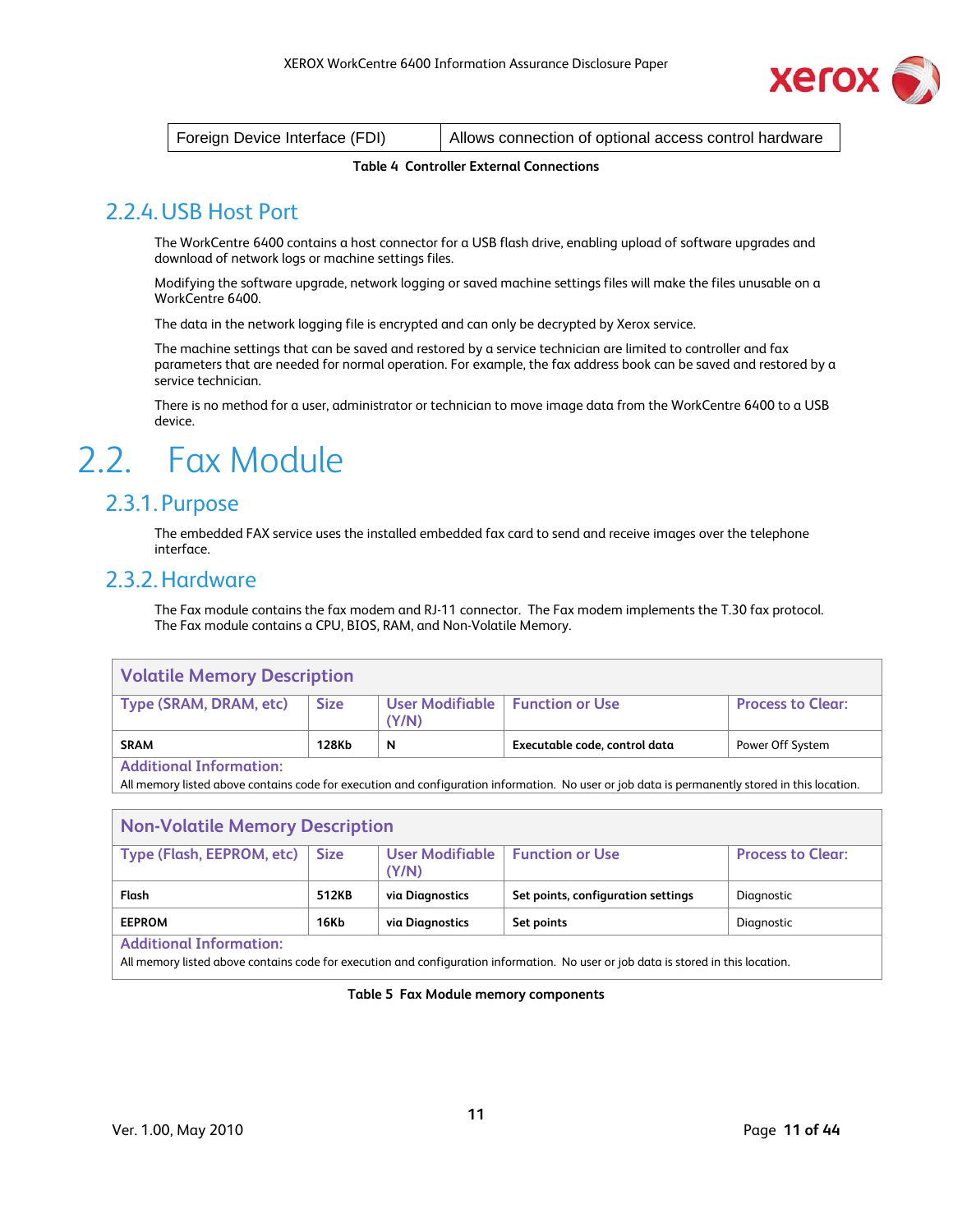| Foreign Device Interface (FDI) | Allows connection of optional access control hardware |
|---|---|

**Table 4 Controller External Connections**

### 2.2.4. USB Host Port

The WorkCentre 6400 contains a host connector for a USB flash drive, enabling upload of software upgrades and download of network logs or machine settings files.

Modifying the software upgrade, network logging or saved machine settings files will make the files unusable on a WorkCentre 6400.

The data in the network logging file is encrypted and can only be decrypted by Xerox service.

The machine settings that can be saved and restored by a service technician are limited to controller and fax parameters that are needed for normal operation. For example, the fax address book can be saved and restored by a service technician.

There is no method for a user, administrator or technician to move image data from the WorkCentre 6400 to a USB device.

## 2.2. Fax Module

### 2.3.1. Purpose

The embedded FAX service uses the installed embedded fax card to send and receive images over the telephone interface.

### 2.3.2. Hardware

The Fax module contains the fax modem and RJ-11 connector. The Fax modem implements the T.30 fax protocol. The Fax module contains a CPU, BIOS, RAM, and Non-Volatile Memory.

| Volatile Memory Description | | | | |
|---|---|---|---|---|
| Type (SRAM, DRAM, etc) | Size | User Modifiable (Y/N) | Function or Use | Process to Clear: |
| SRAM | 128Kb | N | Executable code, control data | Power Off System |
| Additional Information: All memory listed above contains code for execution and configuration information. No user or job data is permanently stored in this location. | | | | |

| Non-Volatile Memory Description | | | | |
|---|---|---|---|---|
| Type (Flash, EEPROM, etc) | Size | User Modifiable (Y/N) | Function or Use | Process to Clear: |
| Flash | 512KB | via Diagnostics | Set points, configuration settings | Diagnostic |
| EEPROM | 16Kb | via Diagnostics | Set points | Diagnostic |
| Additional Information: All memory listed above contains code for execution and configuration information. No user or job data is stored in this location. | | | | |

**Table 5 Fax Module memory components**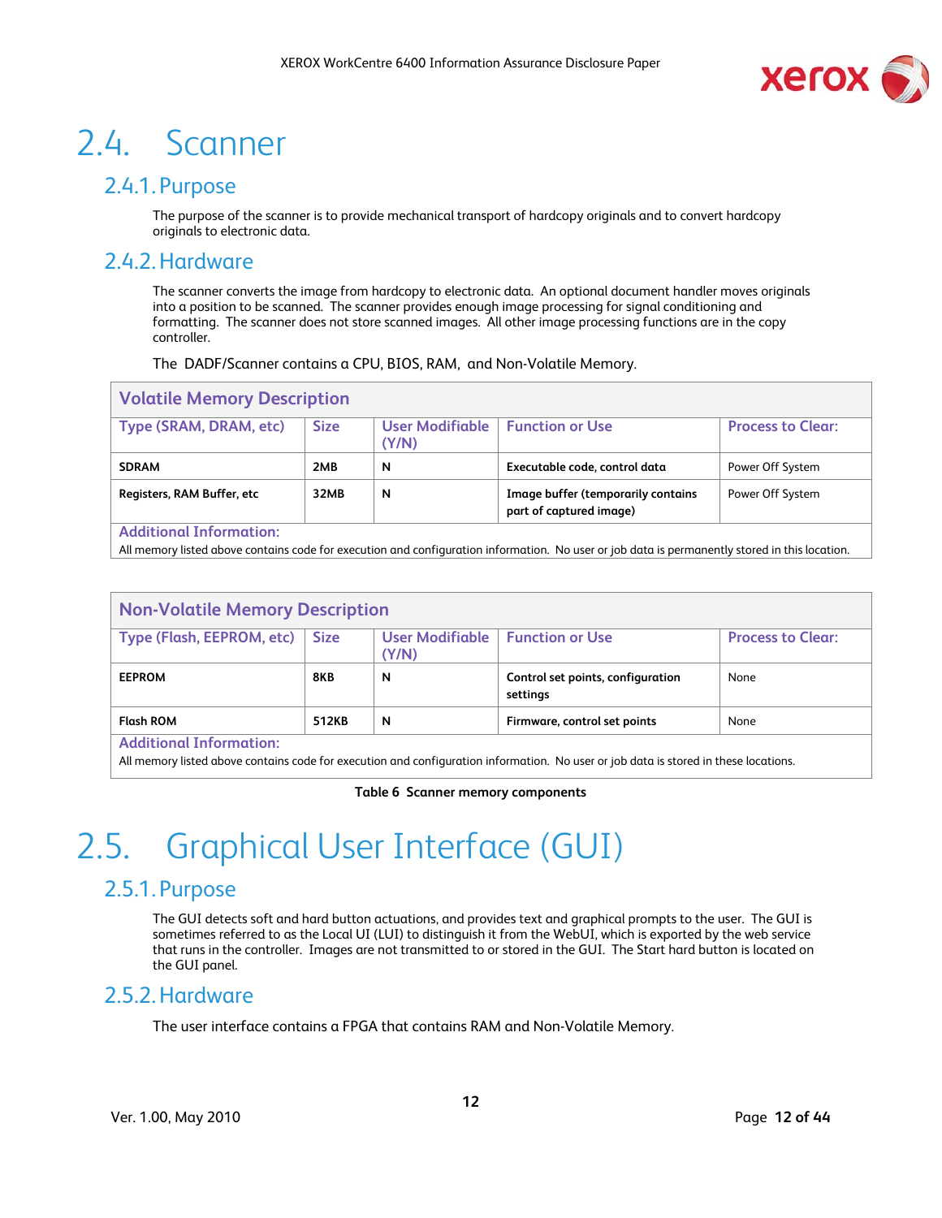# 2.4. Scanner

## 2.4.1. Purpose

The purpose of the scanner is to provide mechanical transport of hardcopy originals and to convert hardcopy originals to electronic data.

## 2.4.2. Hardware

The scanner converts the image from hardcopy to electronic data. An optional document handler moves originals into a position to be scanned. The scanner provides enough image processing for signal conditioning and formatting. The scanner does not store scanned images. All other image processing functions are in the copy controller.

The DADF/Scanner contains a CPU, BIOS, RAM, and Non-Volatile Memory.

| Volatile Memory Description | | | | |
|---|---|---|---|---|
| Type (SRAM, DRAM, etc) | Size | User Modifiable (Y/N) | Function or Use | Process to Clear: |
| **SDRAM** | **2MB** | **N** | **Executable code, control data** | Power Off System |
| **Registers, RAM Buffer, etc** | **32MB** | **N** | **Image buffer (temporarily contains part of captured image)** | Power Off System |
| Additional Information: All memory listed above contains code for execution and configuration information. No user or job data is permanently stored in this location. | | | | |

| Non-Volatile Memory Description | | | | |
|---|---|---|---|---|
| Type (Flash, EEPROM, etc) | Size | User Modifiable (Y/N) | Function or Use | Process to Clear: |
| **EEPROM** | **8KB** | **N** | **Control set points, configuration settings** | None |
| **Flash ROM** | **512KB** | **N** | **Firmware, control set points** | None |
| Additional Information: All memory listed above contains code for execution and configuration information. No user or job data is stored in these locations. | | | | |

**Table 6 Scanner memory components**

# 2.5. Graphical User Interface (GUI)

## 2.5.1. Purpose

The GUI detects soft and hard button actuations, and provides text and graphical prompts to the user. The GUI is sometimes referred to as the Local UI (LUI) to distinguish it from the WebUI, which is exported by the web service that runs in the controller. Images are not transmitted to or stored in the GUI. The Start hard button is located on the GUI panel.

## 2.5.2. Hardware

The user interface contains a FPGA that contains RAM and Non-Volatile Memory.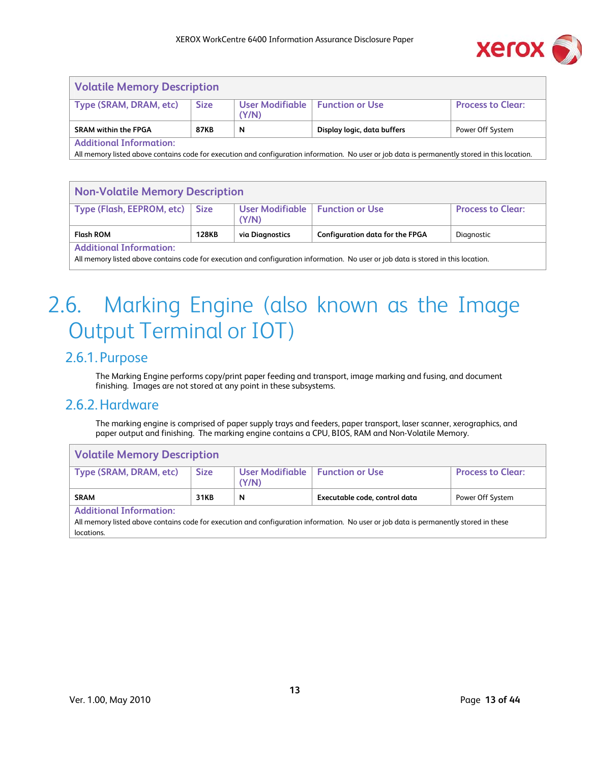| Volatile Memory Description | | | | |
| --- | --- | --- | --- | --- |
| Type (SRAM, DRAM, etc) | Size | User Modifiable (Y/N) | Function or Use | Process to Clear: |
| **SRAM within the FPGA** | **87KB** | **N** | **Display logic, data buffers** | Power Off System |
| Additional Information: All memory listed above contains code for execution and configuration information. No user or job data is permanently stored in this location. | | | | |

| Non-Volatile Memory Description | | | | |
| --- | --- | --- | --- | --- |
| Type (Flash, EEPROM, etc) | Size | User Modifiable (Y/N) | Function or Use | Process to Clear: |
| **Flash ROM** | **128KB** | **via Diagnostics** | **Configuration data for the FPGA** | Diagnostic |
| Additional Information: All memory listed above contains code for execution and configuration information. No user or job data is stored in this location. | | | | |

# 2.6. Marking Engine (also known as the Image Output Terminal or IOT)

## 2.6.1. Purpose

The Marking Engine performs copy/print paper feeding and transport, image marking and fusing, and document finishing. Images are not stored at any point in these subsystems.

## 2.6.2. Hardware

The marking engine is comprised of paper supply trays and feeders, paper transport, laser scanner, xerographics, and paper output and finishing. The marking engine contains a CPU, BIOS, RAM and Non-Volatile Memory.

| Volatile Memory Description | | | | |
| --- | --- | --- | --- | --- |
| Type (SRAM, DRAM, etc) | Size | User Modifiable (Y/N) | Function or Use | Process to Clear: |
| **SRAM** | **31KB** | **N** | **Executable code, control data** | Power Off System |
| Additional Information: All memory listed above contains code for execution and configuration information. No user or job data is permanently stored in these locations. | | | | |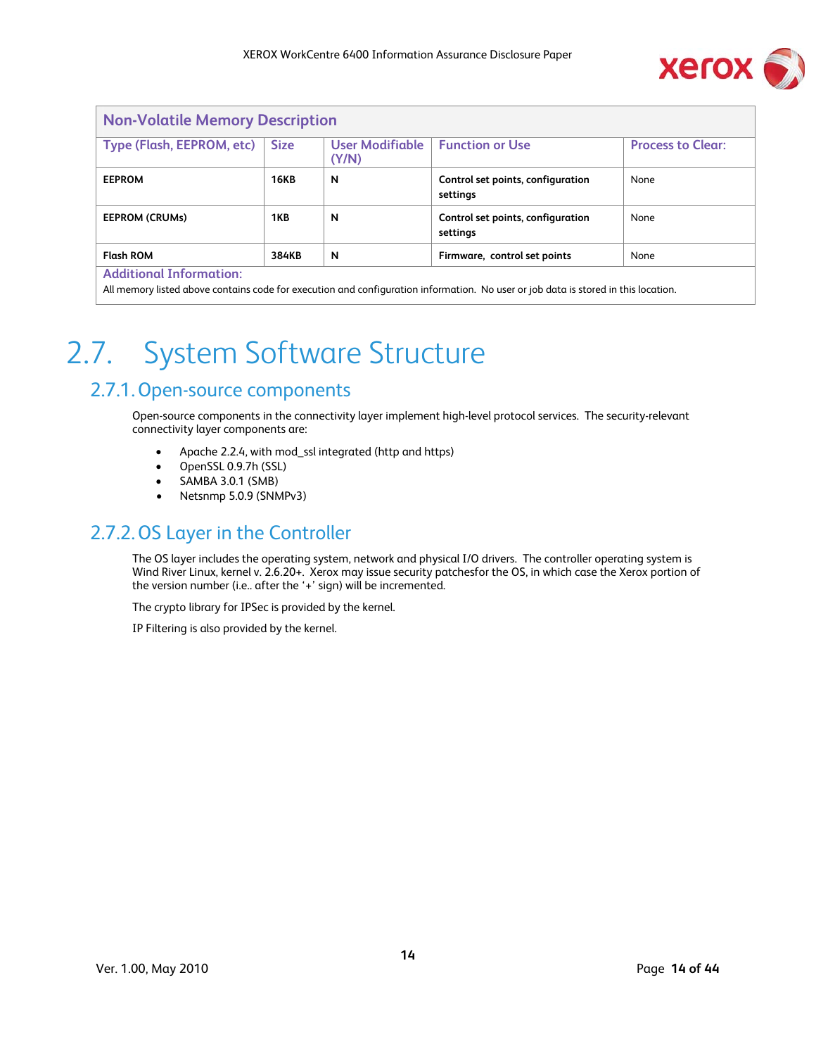| Non-Volatile Memory Description | | | | |
|---|---|---|---|---|
| Type (Flash, EEPROM, etc) | Size | User Modifiable (Y/N) | Function or Use | Process to Clear: |
| **EEPROM** | **16KB** | **N** | **Control set points, configuration settings** | None |
| **EEPROM (CRUMs)** | **1KB** | **N** | **Control set points, configuration settings** | None |
| **Flash ROM** | **384KB** | **N** | **Firmware, control set points** | None |
| **Additional Information:** All memory listed above contains code for execution and configuration information. No user or job data is stored in this location. | | | | |

# 2.7. System Software Structure

## 2.7.1. Open-source components

Open-source components in the connectivity layer implement high-level protocol services. The security-relevant connectivity layer components are:

- Apache 2.2.4, with mod_ssl integrated (http and https)
- OpenSSL 0.9.7h (SSL)
- SAMBA 3.0.1 (SMB)
- Netsnmp 5.0.9 (SNMPv3)

## 2.7.2. OS Layer in the Controller

The OS layer includes the operating system, network and physical I/O drivers. The controller operating system is Wind River Linux, kernel v. 2.6.20+. Xerox may issue security patchesfor the OS, in which case the Xerox portion of the version number (i.e.. after the '+' sign) will be incremented.

The crypto library for IPSec is provided by the kernel.

IP Filtering is also provided by the kernel.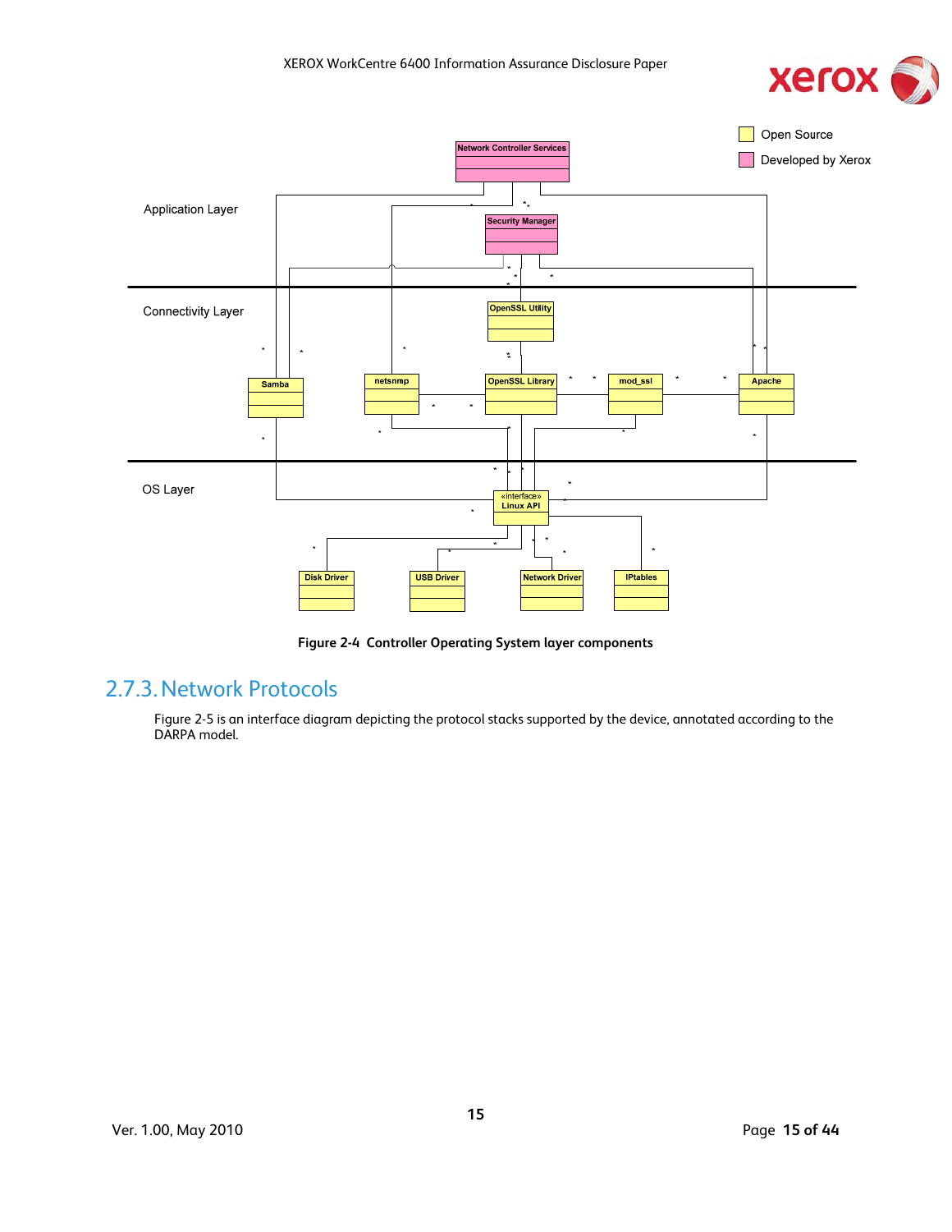Figure 2-4 Controller Operating System layer components

## 2.7.3. Network Protocols

Figure 2-5 is an interface diagram depicting the protocol stacks supported by the device, annotated according to the DARPA model.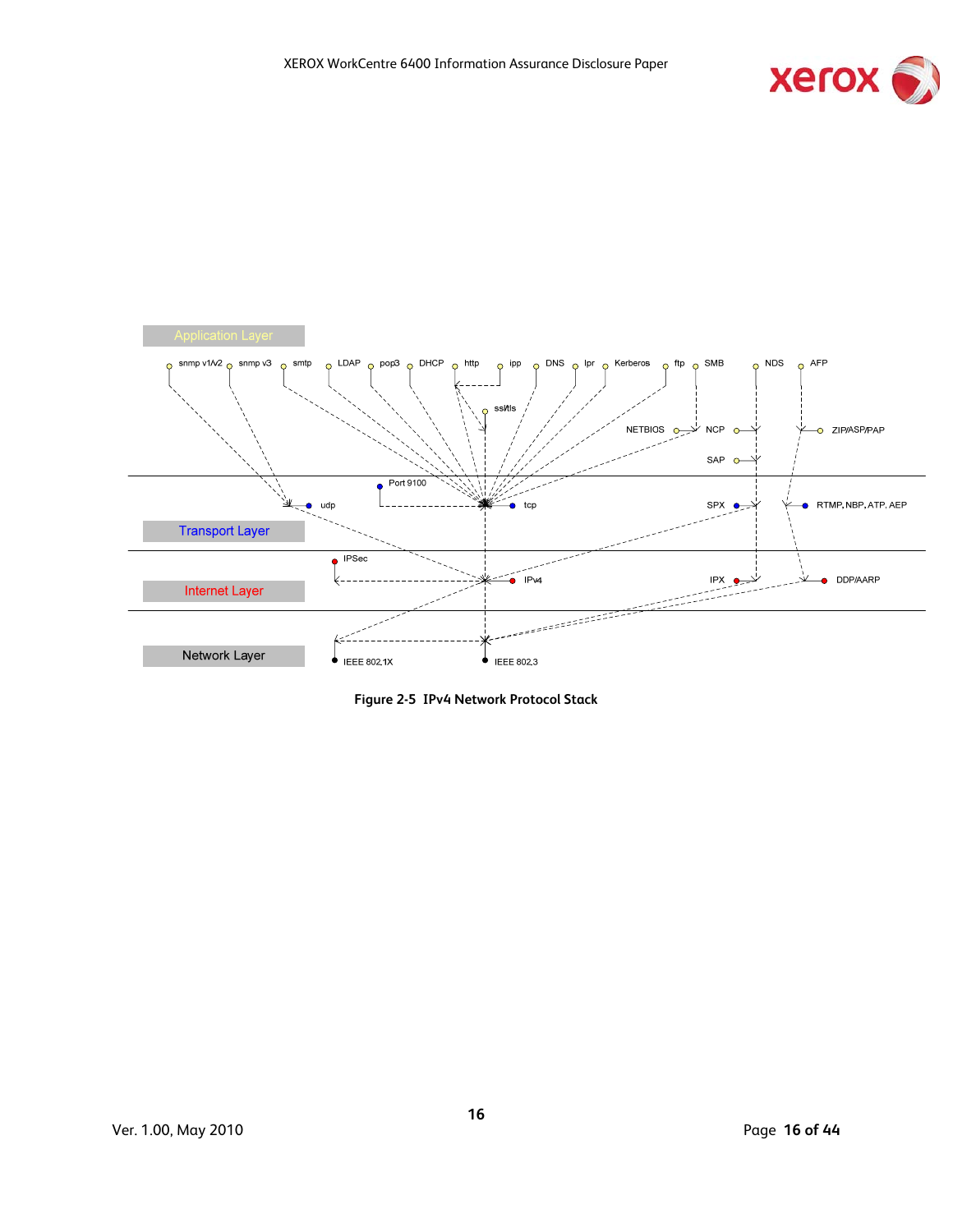Application Layer

snmp v1/v2 snmp v3 smtp LDAP pop3 DHCP http ipp DNS lpr Kerberos ftp SMB NDS AFP

ssl/tls

NETBIOS NCP ZIP/ASP/PAP

SAP

Port 9100

udp tcp SPX RTMP, NBP, ATP, AEP

Transport Layer

IPSec

Internet Layer

IPv4 IPX DDP/AARP

Network Layer

IEEE 802.1X IEEE 802.3

**Figure 2-5 IPv4 Network Protocol Stack**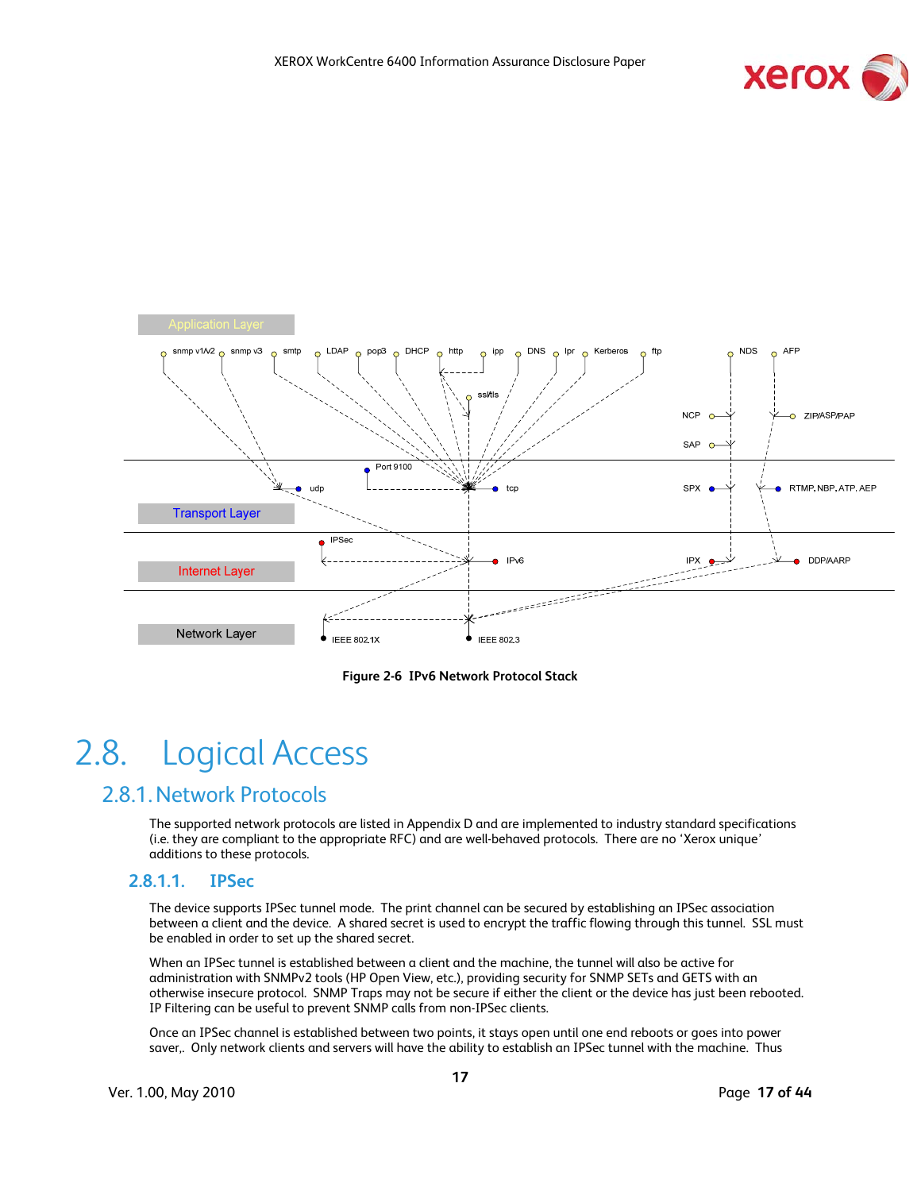Figure 2-6 IPv6 Network Protocol Stack

# 2.8. Logical Access

## 2.8.1. Network Protocols

The supported network protocols are listed in Appendix D and are implemented to industry standard specifications (i.e. they are compliant to the appropriate RFC) and are well-behaved protocols. There are no 'Xerox unique' additions to these protocols.

### 2.8.1.1. IPSec

The device supports IPSec tunnel mode. The print channel can be secured by establishing an IPSec association between a client and the device. A shared secret is used to encrypt the traffic flowing through this tunnel. SSL must be enabled in order to set up the shared secret.

When an IPSec tunnel is established between a client and the machine, the tunnel will also be active for administration with SNMPv2 tools (HP Open View, etc.), providing security for SNMP SETs and GETS with an otherwise insecure protocol. SNMP Traps may not be secure if either the client or the device has just been rebooted. IP Filtering can be useful to prevent SNMP calls from non-IPSec clients.

Once an IPSec channel is established between two points, it stays open until one end reboots or goes into power saver,. Only network clients and servers will have the ability to establish an IPSec tunnel with the machine. Thus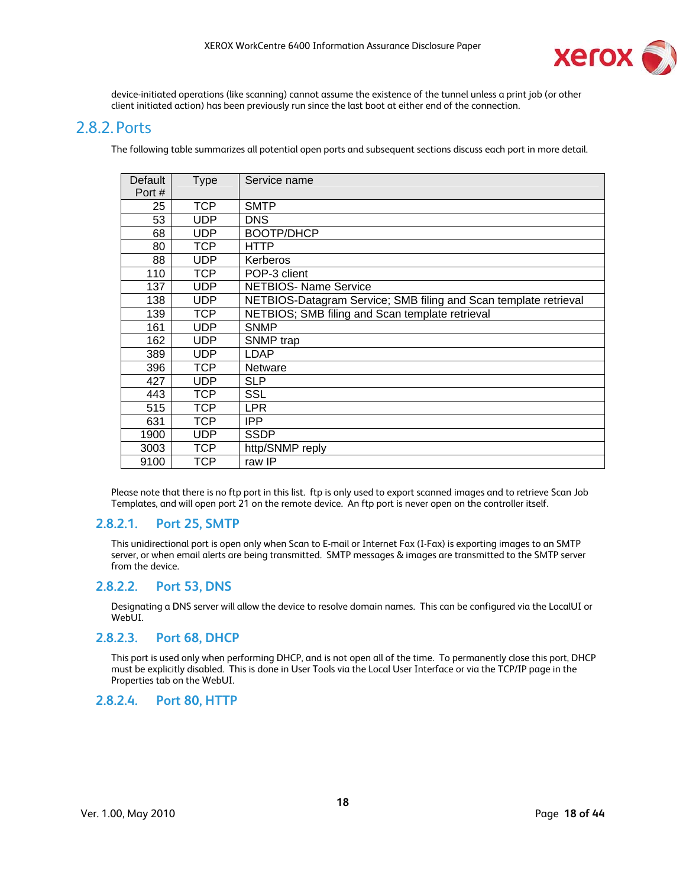device-initiated operations (like scanning) cannot assume the existence of the tunnel unless a print job (or other client initiated action) has been previously run since the last boot at either end of the connection.

## 2.8.2. Ports

The following table summarizes all potential open ports and subsequent sections discuss each port in more detail.

| Default Port # | Type | Service name |
|---|---|---|
| 25 | TCP | SMTP |
| 53 | UDP | DNS |
| 68 | UDP | BOOTP/DHCP |
| 80 | TCP | HTTP |
| 88 | UDP | Kerberos |
| 110 | TCP | POP-3 client |
| 137 | UDP | NETBIOS- Name Service |
| 138 | UDP | NETBIOS-Datagram Service; SMB filing and Scan template retrieval |
| 139 | TCP | NETBIOS; SMB filing and Scan template retrieval |
| 161 | UDP | SNMP |
| 162 | UDP | SNMP trap |
| 389 | UDP | LDAP |
| 396 | TCP | Netware |
| 427 | UDP | SLP |
| 443 | TCP | SSL |
| 515 | TCP | LPR |
| 631 | TCP | IPP |
| 1900 | UDP | SSDP |
| 3003 | TCP | http/SNMP reply |
| 9100 | TCP | raw IP |

Please note that there is no ftp port in this list. ftp is only used to export scanned images and to retrieve Scan Job Templates, and will open port 21 on the remote device. An ftp port is never open on the controller itself.

### 2.8.2.1. Port 25, SMTP

This unidirectional port is open only when Scan to E-mail or Internet Fax (I-Fax) is exporting images to an SMTP server, or when email alerts are being transmitted. SMTP messages & images are transmitted to the SMTP server from the device.

### 2.8.2.2. Port 53, DNS

Designating a DNS server will allow the device to resolve domain names. This can be configured via the LocalUI or WebUI.

### 2.8.2.3. Port 68, DHCP

This port is used only when performing DHCP, and is not open all of the time. To permanently close this port, DHCP must be explicitly disabled. This is done in User Tools via the Local User Interface or via the TCP/IP page in the Properties tab on the WebUI.

### 2.8.2.4. Port 80, HTTP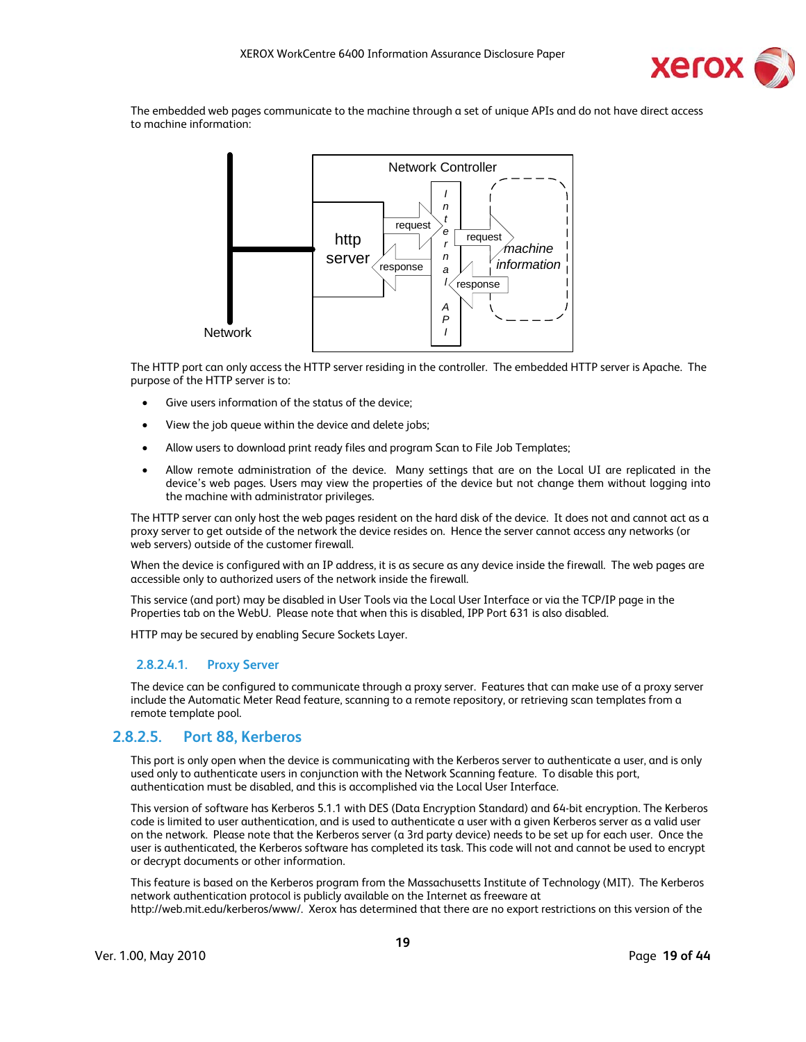The embedded web pages communicate to the machine through a set of unique APIs and do not have direct access to machine information:

The HTTP port can only access the HTTP server residing in the controller. The embedded HTTP server is Apache. The purpose of the HTTP server is to:

- Give users information of the status of the device;
- View the job queue within the device and delete jobs;
- Allow users to download print ready files and program Scan to File Job Templates;
- Allow remote administration of the device. Many settings that are on the Local UI are replicated in the device's web pages. Users may view the properties of the device but not change them without logging into the machine with administrator privileges.

The HTTP server can only host the web pages resident on the hard disk of the device. It does not and cannot act as a proxy server to get outside of the network the device resides on. Hence the server cannot access any networks (or web servers) outside of the customer firewall.

When the device is configured with an IP address, it is as secure as any device inside the firewall. The web pages are accessible only to authorized users of the network inside the firewall.

This service (and port) may be disabled in User Tools via the Local User Interface or via the TCP/IP page in the Properties tab on the WebU. Please note that when this is disabled, IPP Port 631 is also disabled.

HTTP may be secured by enabling Secure Sockets Layer.

#### 2.8.2.4.1. Proxy Server

The device can be configured to communicate through a proxy server. Features that can make use of a proxy server include the Automatic Meter Read feature, scanning to a remote repository, or retrieving scan templates from a remote template pool.

### 2.8.2.5. Port 88, Kerberos

This port is only open when the device is communicating with the Kerberos server to authenticate a user, and is only used only to authenticate users in conjunction with the Network Scanning feature. To disable this port, authentication must be disabled, and this is accomplished via the Local User Interface.

This version of software has Kerberos 5.1.1 with DES (Data Encryption Standard) and 64-bit encryption. The Kerberos code is limited to user authentication, and is used to authenticate a user with a given Kerberos server as a valid user on the network. Please note that the Kerberos server (a 3rd party device) needs to be set up for each user. Once the user is authenticated, the Kerberos software has completed its task. This code will not and cannot be used to encrypt or decrypt documents or other information.

This feature is based on the Kerberos program from the Massachusetts Institute of Technology (MIT). The Kerberos network authentication protocol is publicly available on the Internet as freeware at http://web.mit.edu/kerberos/www/. Xerox has determined that there are no export restrictions on this version of the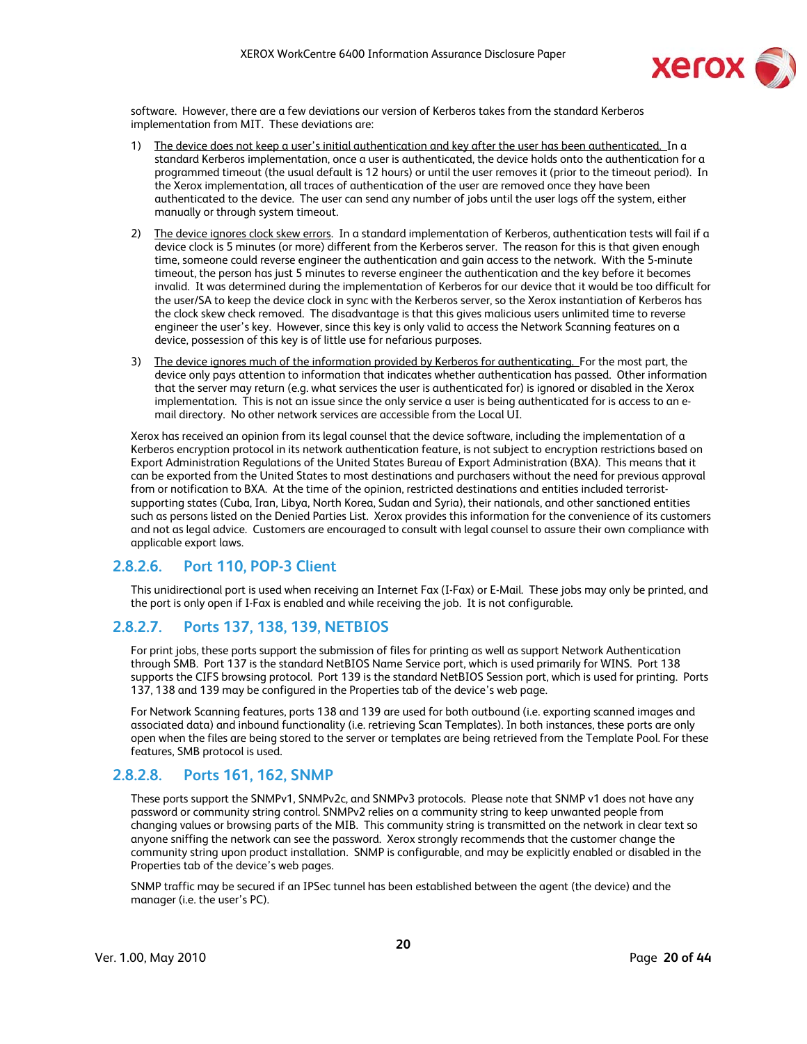software. However, there are a few deviations our version of Kerberos takes from the standard Kerberos implementation from MIT. These deviations are:

1) The device does not keep a user's initial authentication and key after the user has been authenticated. In a standard Kerberos implementation, once a user is authenticated, the device holds onto the authentication for a programmed timeout (the usual default is 12 hours) or until the user removes it (prior to the timeout period). In the Xerox implementation, all traces of authentication of the user are removed once they have been authenticated to the device. The user can send any number of jobs until the user logs off the system, either manually or through system timeout.

2) The device ignores clock skew errors. In a standard implementation of Kerberos, authentication tests will fail if a device clock is 5 minutes (or more) different from the Kerberos server. The reason for this is that given enough time, someone could reverse engineer the authentication and gain access to the network. With the 5-minute timeout, the person has just 5 minutes to reverse engineer the authentication and the key before it becomes invalid. It was determined during the implementation of Kerberos for our device that it would be too difficult for the user/SA to keep the device clock in sync with the Kerberos server, so the Xerox instantiation of Kerberos has the clock skew check removed. The disadvantage is that this gives malicious users unlimited time to reverse engineer the user's key. However, since this key is only valid to access the Network Scanning features on a device, possession of this key is of little use for nefarious purposes.

3) The device ignores much of the information provided by Kerberos for authenticating. For the most part, the device only pays attention to information that indicates whether authentication has passed. Other information that the server may return (e.g. what services the user is authenticated for) is ignored or disabled in the Xerox implementation. This is not an issue since the only service a user is being authenticated for is access to an e-mail directory. No other network services are accessible from the Local UI.

Xerox has received an opinion from its legal counsel that the device software, including the implementation of a Kerberos encryption protocol in its network authentication feature, is not subject to encryption restrictions based on Export Administration Regulations of the United States Bureau of Export Administration (BXA). This means that it can be exported from the United States to most destinations and purchasers without the need for previous approval from or notification to BXA. At the time of the opinion, restricted destinations and entities included terrorist-supporting states (Cuba, Iran, Libya, North Korea, Sudan and Syria), their nationals, and other sanctioned entities such as persons listed on the Denied Parties List. Xerox provides this information for the convenience of its customers and not as legal advice. Customers are encouraged to consult with legal counsel to assure their own compliance with applicable export laws.

### 2.8.2.6. Port 110, POP-3 Client

This unidirectional port is used when receiving an Internet Fax (I-Fax) or E-Mail. These jobs may only be printed, and the port is only open if I-Fax is enabled and while receiving the job. It is not configurable.

### 2.8.2.7. Ports 137, 138, 139, NETBIOS

For print jobs, these ports support the submission of files for printing as well as support Network Authentication through SMB. Port 137 is the standard NetBIOS Name Service port, which is used primarily for WINS. Port 138 supports the CIFS browsing protocol. Port 139 is the standard NetBIOS Session port, which is used for printing. Ports 137, 138 and 139 may be configured in the Properties tab of the device's web page.

For Network Scanning features, ports 138 and 139 are used for both outbound (i.e. exporting scanned images and associated data) and inbound functionality (i.e. retrieving Scan Templates). In both instances, these ports are only open when the files are being stored to the server or templates are being retrieved from the Template Pool. For these features, SMB protocol is used.

### 2.8.2.8. Ports 161, 162, SNMP

These ports support the SNMPv1, SNMPv2c, and SNMPv3 protocols. Please note that SNMP v1 does not have any password or community string control. SNMPv2 relies on a community string to keep unwanted people from changing values or browsing parts of the MIB. This community string is transmitted on the network in clear text so anyone sniffing the network can see the password. Xerox strongly recommends that the customer change the community string upon product installation. SNMP is configurable, and may be explicitly enabled or disabled in the Properties tab of the device's web pages.

SNMP traffic may be secured if an IPSec tunnel has been established between the agent (the device) and the manager (i.e. the user's PC).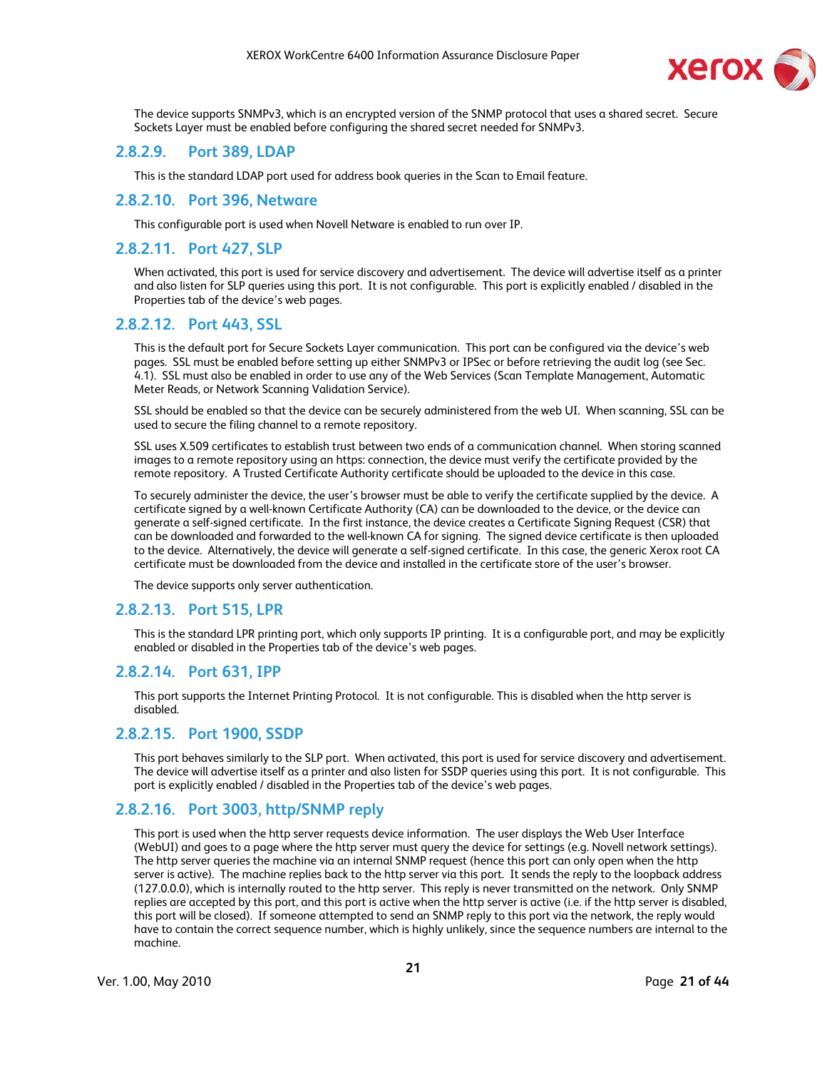The device supports SNMPv3, which is an encrypted version of the SNMP protocol that uses a shared secret. Secure Sockets Layer must be enabled before configuring the shared secret needed for SNMPv3.

#### 2.8.2.9. Port 389, LDAP

This is the standard LDAP port used for address book queries in the Scan to Email feature.

#### 2.8.2.10. Port 396, Netware

This configurable port is used when Novell Netware is enabled to run over IP.

#### 2.8.2.11. Port 427, SLP

When activated, this port is used for service discovery and advertisement. The device will advertise itself as a printer and also listen for SLP queries using this port. It is not configurable. This port is explicitly enabled / disabled in the Properties tab of the device's web pages.

#### 2.8.2.12. Port 443, SSL

This is the default port for Secure Sockets Layer communication. This port can be configured via the device's web pages. SSL must be enabled before setting up either SNMPv3 or IPSec or before retrieving the audit log (see Sec. 4.1). SSL must also be enabled in order to use any of the Web Services (Scan Template Management, Automatic Meter Reads, or Network Scanning Validation Service).

SSL should be enabled so that the device can be securely administered from the web UI. When scanning, SSL can be used to secure the filing channel to a remote repository.

SSL uses X.509 certificates to establish trust between two ends of a communication channel. When storing scanned images to a remote repository using an https: connection, the device must verify the certificate provided by the remote repository. A Trusted Certificate Authority certificate should be uploaded to the device in this case.

To securely administer the device, the user's browser must be able to verify the certificate supplied by the device. A certificate signed by a well-known Certificate Authority (CA) can be downloaded to the device, or the device can generate a self-signed certificate. In the first instance, the device creates a Certificate Signing Request (CSR) that can be downloaded and forwarded to the well-known CA for signing. The signed device certificate is then uploaded to the device. Alternatively, the device will generate a self-signed certificate. In this case, the generic Xerox root CA certificate must be downloaded from the device and installed in the certificate store of the user's browser.

The device supports only server authentication.

#### 2.8.2.13. Port 515, LPR

This is the standard LPR printing port, which only supports IP printing. It is a configurable port, and may be explicitly enabled or disabled in the Properties tab of the device's web pages.

#### 2.8.2.14. Port 631, IPP

This port supports the Internet Printing Protocol. It is not configurable. This is disabled when the http server is disabled.

#### 2.8.2.15. Port 1900, SSDP

This port behaves similarly to the SLP port. When activated, this port is used for service discovery and advertisement. The device will advertise itself as a printer and also listen for SSDP queries using this port. It is not configurable. This port is explicitly enabled / disabled in the Properties tab of the device's web pages.

#### 2.8.2.16. Port 3003, http/SNMP reply

This port is used when the http server requests device information. The user displays the Web User Interface (WebUI) and goes to a page where the http server must query the device for settings (e.g. Novell network settings). The http server queries the machine via an internal SNMP request (hence this port can only open when the http server is active). The machine replies back to the http server via this port. It sends the reply to the loopback address (127.0.0.0), which is internally routed to the http server. This reply is never transmitted on the network. Only SNMP replies are accepted by this port, and this port is active when the http server is active (i.e. if the http server is disabled, this port will be closed). If someone attempted to send an SNMP reply to this port via the network, the reply would have to contain the correct sequence number, which is highly unlikely, since the sequence numbers are internal to the machine.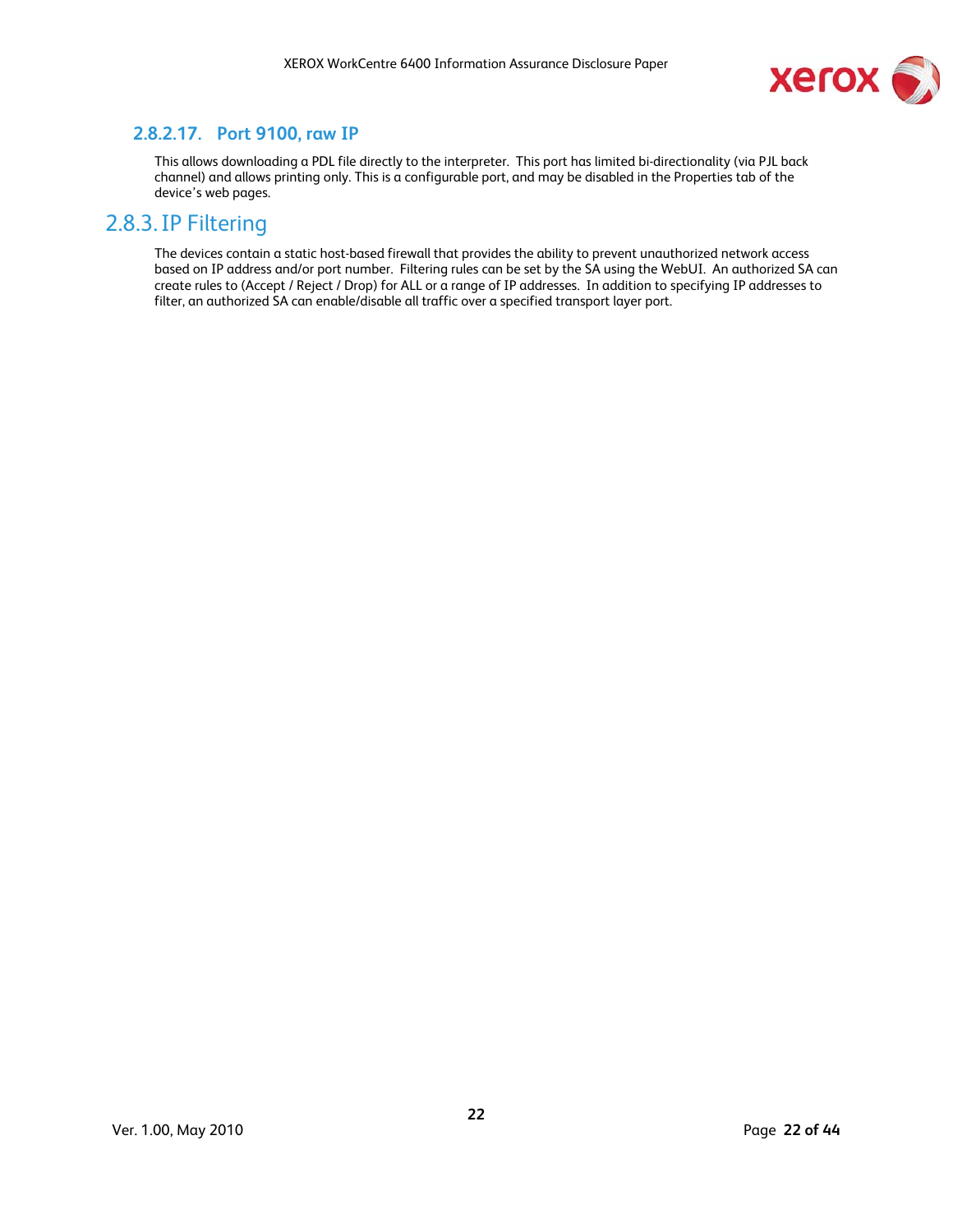#### 2.8.2.17. Port 9100, raw IP

This allows downloading a PDL file directly to the interpreter. This port has limited bi-directionality (via PJL back channel) and allows printing only. This is a configurable port, and may be disabled in the Properties tab of the device's web pages.

### 2.8.3. IP Filtering

The devices contain a static host-based firewall that provides the ability to prevent unauthorized network access based on IP address and/or port number. Filtering rules can be set by the SA using the WebUI. An authorized SA can create rules to (Accept / Reject / Drop) for ALL or a range of IP addresses. In addition to specifying IP addresses to filter, an authorized SA can enable/disable all traffic over a specified transport layer port.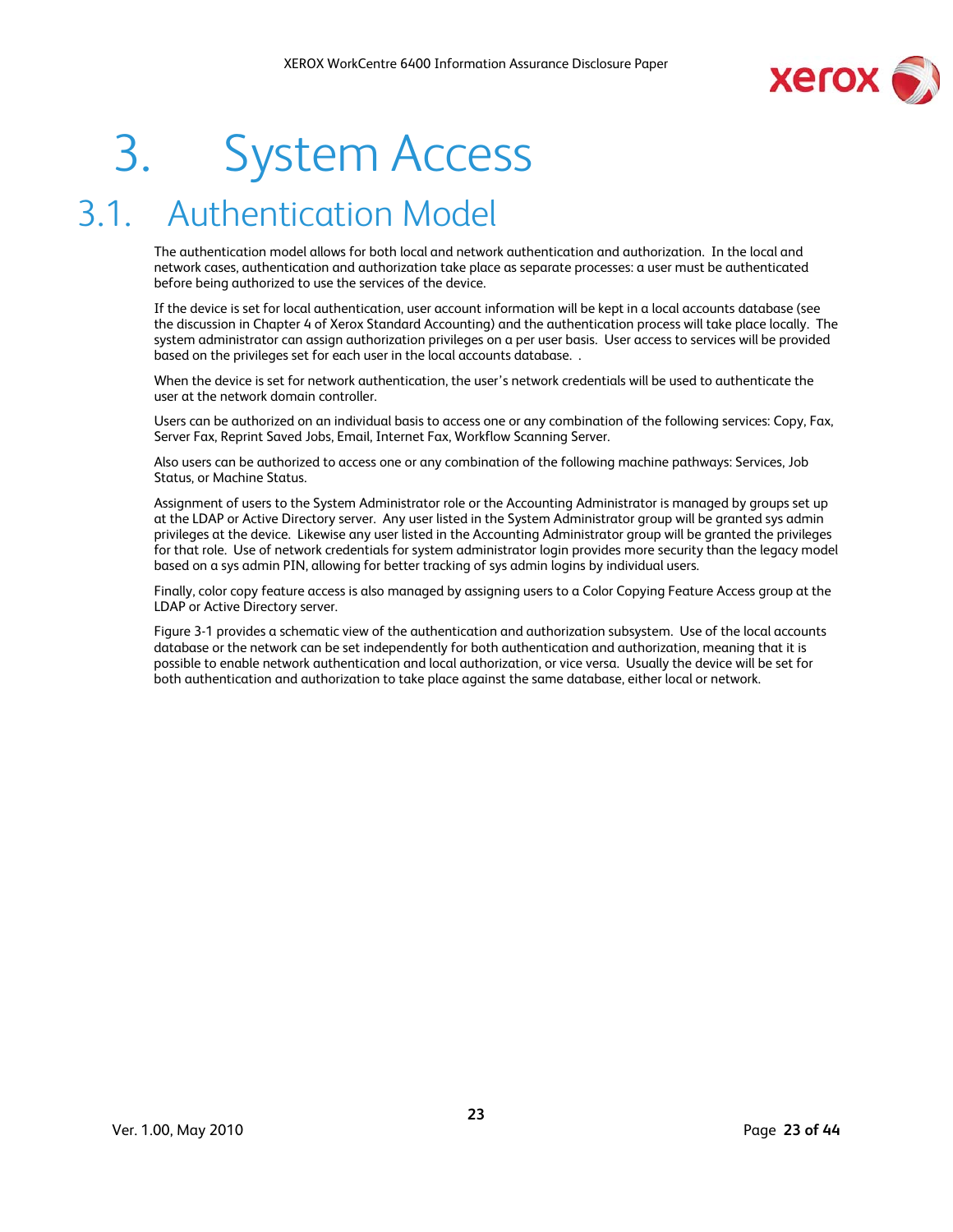# 3. System Access

## 3.1. Authentication Model

The authentication model allows for both local and network authentication and authorization. In the local and network cases, authentication and authorization take place as separate processes: a user must be authenticated before being authorized to use the services of the device.

If the device is set for local authentication, user account information will be kept in a local accounts database (see the discussion in Chapter 4 of Xerox Standard Accounting) and the authentication process will take place locally. The system administrator can assign authorization privileges on a per user basis. User access to services will be provided based on the privileges set for each user in the local accounts database. .

When the device is set for network authentication, the user's network credentials will be used to authenticate the user at the network domain controller.

Users can be authorized on an individual basis to access one or any combination of the following services: Copy, Fax, Server Fax, Reprint Saved Jobs, Email, Internet Fax, Workflow Scanning Server.

Also users can be authorized to access one or any combination of the following machine pathways: Services, Job Status, or Machine Status.

Assignment of users to the System Administrator role or the Accounting Administrator is managed by groups set up at the LDAP or Active Directory server. Any user listed in the System Administrator group will be granted sys admin privileges at the device. Likewise any user listed in the Accounting Administrator group will be granted the privileges for that role. Use of network credentials for system administrator login provides more security than the legacy model based on a sys admin PIN, allowing for better tracking of sys admin logins by individual users.

Finally, color copy feature access is also managed by assigning users to a Color Copying Feature Access group at the LDAP or Active Directory server.

Figure 3-1 provides a schematic view of the authentication and authorization subsystem. Use of the local accounts database or the network can be set independently for both authentication and authorization, meaning that it is possible to enable network authentication and local authorization, or vice versa. Usually the device will be set for both authentication and authorization to take place against the same database, either local or network.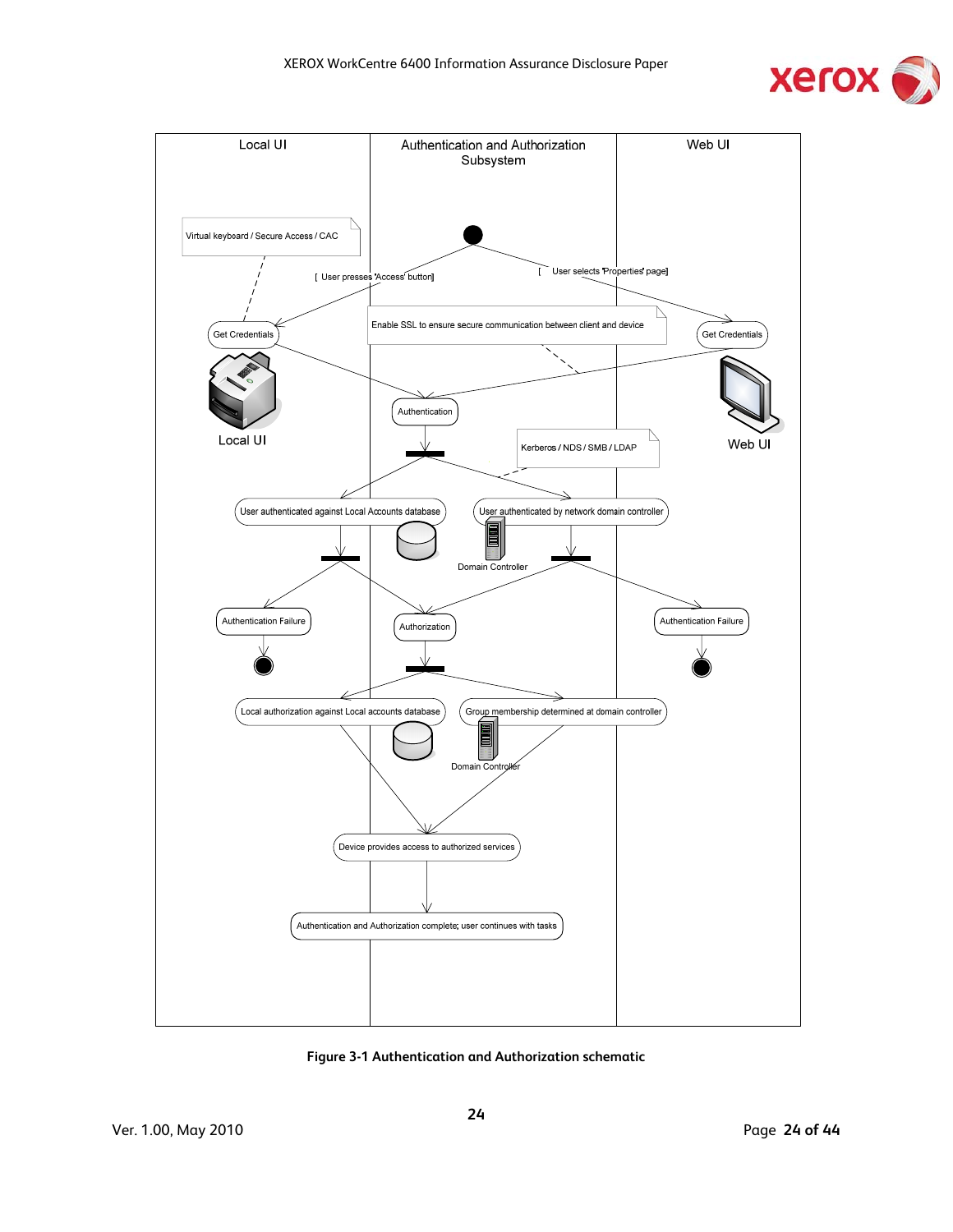Local UI | Authentication and Authorization Subsystem | Web UI

Virtual keyboard / Secure Access / CAC

[ User presses 'Access' button]

[ User selects 'Properties' page]

Get Credentials

Local UI

Enable SSL to ensure secure communication between client and device

Get Credentials

Web UI

Authentication

Kerberos / NDS / SMB / LDAP

User authenticated against Local Accounts database

User authenticated by network domain controller

Domain Controller

Authentication Failure

Authorization

Authentication Failure

Local authorization against Local accounts database

Group membership determined at domain controller

Domain Controller

Device provides access to authorized services

Authentication and Authorization complete; user continues with tasks

**Figure 3-1 Authentication and Authorization schematic**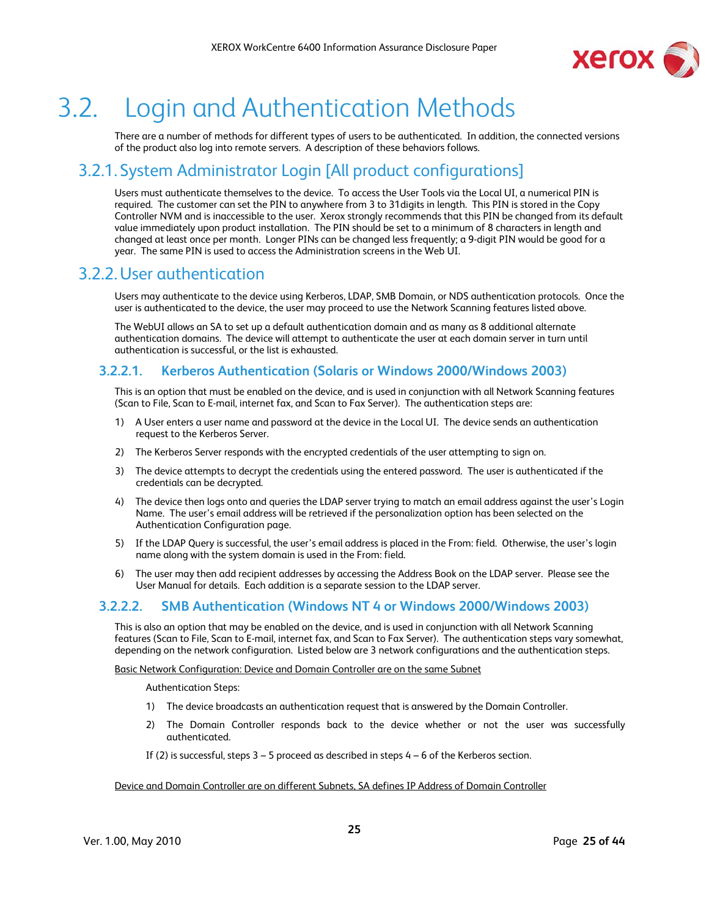# 3.2. Login and Authentication Methods

There are a number of methods for different types of users to be authenticated. In addition, the connected versions of the product also log into remote servers. A description of these behaviors follows.

## 3.2.1. System Administrator Login [All product configurations]

Users must authenticate themselves to the device. To access the User Tools via the Local UI, a numerical PIN is required. The customer can set the PIN to anywhere from 3 to 31digits in length. This PIN is stored in the Copy Controller NVM and is inaccessible to the user. Xerox strongly recommends that this PIN be changed from its default value immediately upon product installation. The PIN should be set to a minimum of 8 characters in length and changed at least once per month. Longer PINs can be changed less frequently; a 9-digit PIN would be good for a year. The same PIN is used to access the Administration screens in the Web UI.

## 3.2.2. User authentication

Users may authenticate to the device using Kerberos, LDAP, SMB Domain, or NDS authentication protocols. Once the user is authenticated to the device, the user may proceed to use the Network Scanning features listed above.

The WebUI allows an SA to set up a default authentication domain and as many as 8 additional alternate authentication domains. The device will attempt to authenticate the user at each domain server in turn until authentication is successful, or the list is exhausted.

### 3.2.2.1. Kerberos Authentication (Solaris or Windows 2000/Windows 2003)

This is an option that must be enabled on the device, and is used in conjunction with all Network Scanning features (Scan to File, Scan to E-mail, internet fax, and Scan to Fax Server). The authentication steps are:

1) A User enters a user name and password at the device in the Local UI. The device sends an authentication request to the Kerberos Server.
2) The Kerberos Server responds with the encrypted credentials of the user attempting to sign on.
3) The device attempts to decrypt the credentials using the entered password. The user is authenticated if the credentials can be decrypted.
4) The device then logs onto and queries the LDAP server trying to match an email address against the user's Login Name. The user's email address will be retrieved if the personalization option has been selected on the Authentication Configuration page.
5) If the LDAP Query is successful, the user's email address is placed in the From: field. Otherwise, the user's login name along with the system domain is used in the From: field.
6) The user may then add recipient addresses by accessing the Address Book on the LDAP server. Please see the User Manual for details. Each addition is a separate session to the LDAP server.

### 3.2.2.2. SMB Authentication (Windows NT 4 or Windows 2000/Windows 2003)

This is also an option that may be enabled on the device, and is used in conjunction with all Network Scanning features (Scan to File, Scan to E-mail, internet fax, and Scan to Fax Server). The authentication steps vary somewhat, depending on the network configuration. Listed below are 3 network configurations and the authentication steps.

<u>Basic Network Configuration: Device and Domain Controller are on the same Subnet</u>

Authentication Steps:

1) The device broadcasts an authentication request that is answered by the Domain Controller.
2) The Domain Controller responds back to the device whether or not the user was successfully authenticated.

If (2) is successful, steps 3 – 5 proceed as described in steps 4 – 6 of the Kerberos section.

<u>Device and Domain Controller are on different Subnets, SA defines IP Address of Domain Controller</u>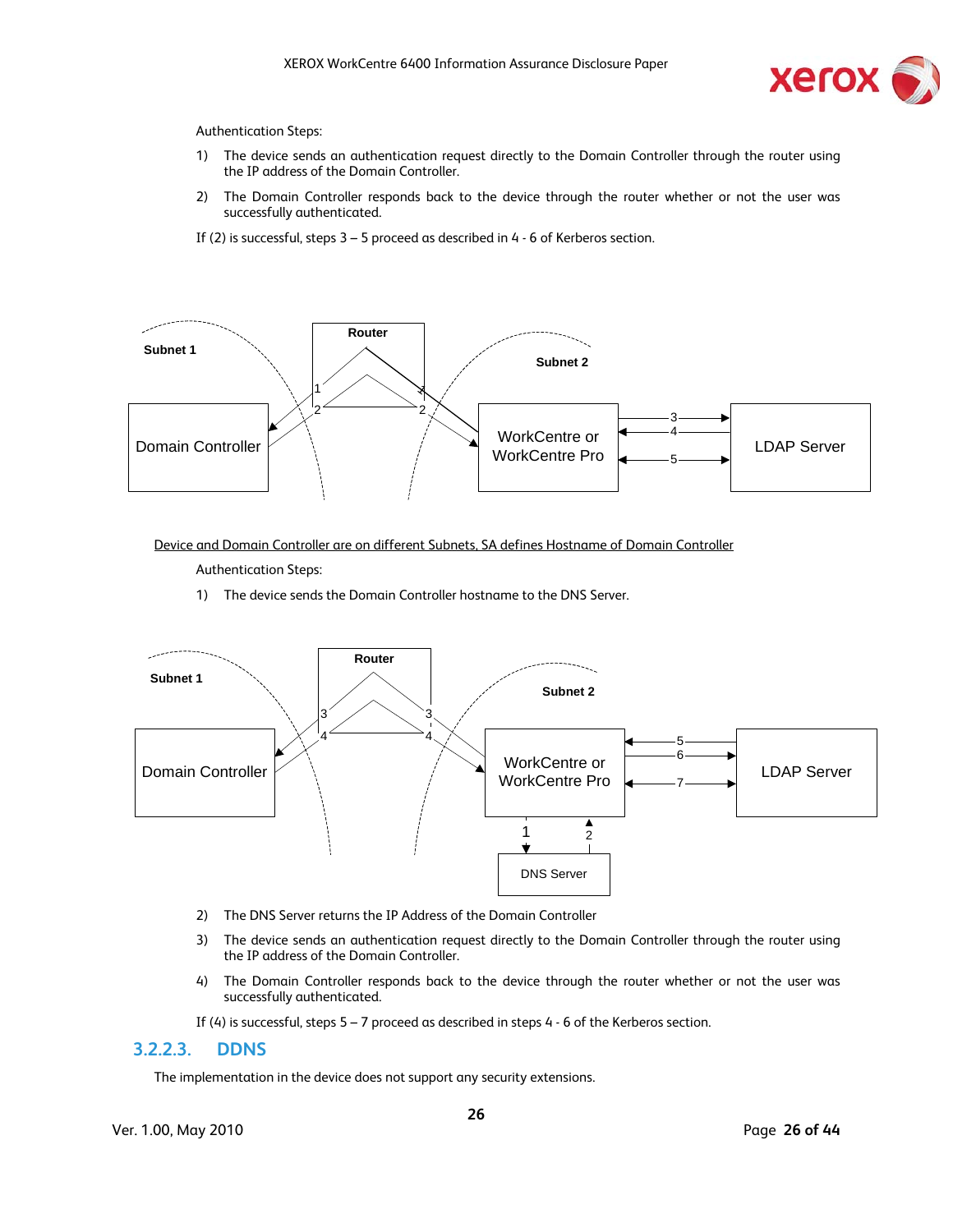Authentication Steps:

1) The device sends an authentication request directly to the Domain Controller through the router using the IP address of the Domain Controller.

2) The Domain Controller responds back to the device through the router whether or not the user was successfully authenticated.

If (2) is successful, steps 3 – 5 proceed as described in 4 - 6 of Kerberos section.

Device and Domain Controller are on different Subnets, SA defines Hostname of Domain Controller

Authentication Steps:

1) The device sends the Domain Controller hostname to the DNS Server.

2) The DNS Server returns the IP Address of the Domain Controller

3) The device sends an authentication request directly to the Domain Controller through the router using the IP address of the Domain Controller.

4) The Domain Controller responds back to the device through the router whether or not the user was successfully authenticated.

If (4) is successful, steps 5 – 7 proceed as described in steps 4 - 6 of the Kerberos section.

### 3.2.2.3. DDNS

The implementation in the device does not support any security extensions.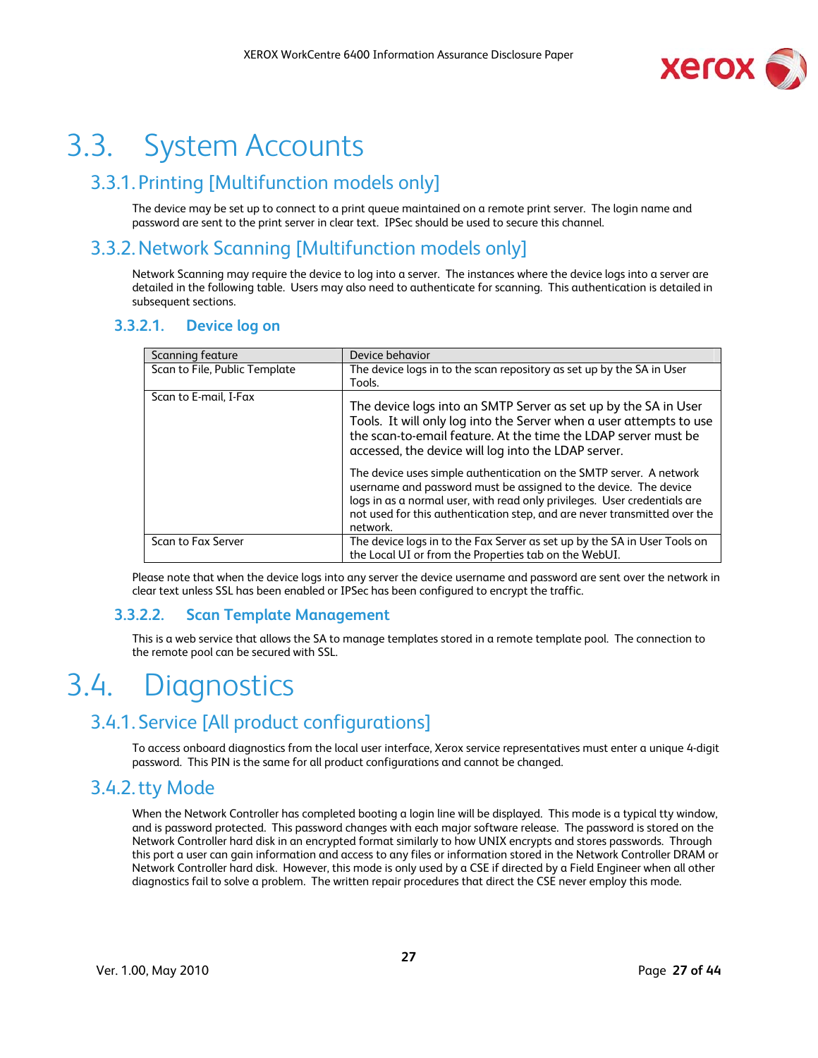# 3.3. System Accounts

## 3.3.1. Printing [Multifunction models only]

The device may be set up to connect to a print queue maintained on a remote print server. The login name and password are sent to the print server in clear text. IPSec should be used to secure this channel.

## 3.3.2. Network Scanning [Multifunction models only]

Network Scanning may require the device to log into a server. The instances where the device logs into a server are detailed in the following table. Users may also need to authenticate for scanning. This authentication is detailed in subsequent sections.

### 3.3.2.1. Device log on

| Scanning feature | Device behavior |
|---|---|
| Scan to File, Public Template | The device logs in to the scan repository as set up by the SA in User Tools. |
| Scan to E-mail, I-Fax | The device logs into an SMTP Server as set up by the SA in User Tools. It will only log into the Server when a user attempts to use the scan-to-email feature. At the time the LDAP server must be accessed, the device will log into the LDAP server.<br><br>The device uses simple authentication on the SMTP server. A network username and password must be assigned to the device. The device logs in as a normal user, with read only privileges. User credentials are not used for this authentication step, and are never transmitted over the network. |
| Scan to Fax Server | The device logs in to the Fax Server as set up by the SA in User Tools on the Local UI or from the Properties tab on the WebUI. |

Please note that when the device logs into any server the device username and password are sent over the network in clear text unless SSL has been enabled or IPSec has been configured to encrypt the traffic.

### 3.3.2.2. Scan Template Management

This is a web service that allows the SA to manage templates stored in a remote template pool. The connection to the remote pool can be secured with SSL.

# 3.4. Diagnostics

## 3.4.1. Service [All product configurations]

To access onboard diagnostics from the local user interface, Xerox service representatives must enter a unique 4-digit password. This PIN is the same for all product configurations and cannot be changed.

## 3.4.2. tty Mode

When the Network Controller has completed booting a login line will be displayed. This mode is a typical tty window, and is password protected. This password changes with each major software release. The password is stored on the Network Controller hard disk in an encrypted format similarly to how UNIX encrypts and stores passwords. Through this port a user can gain information and access to any files or information stored in the Network Controller DRAM or Network Controller hard disk. However, this mode is only used by a CSE if directed by a Field Engineer when all other diagnostics fail to solve a problem. The written repair procedures that direct the CSE never employ this mode.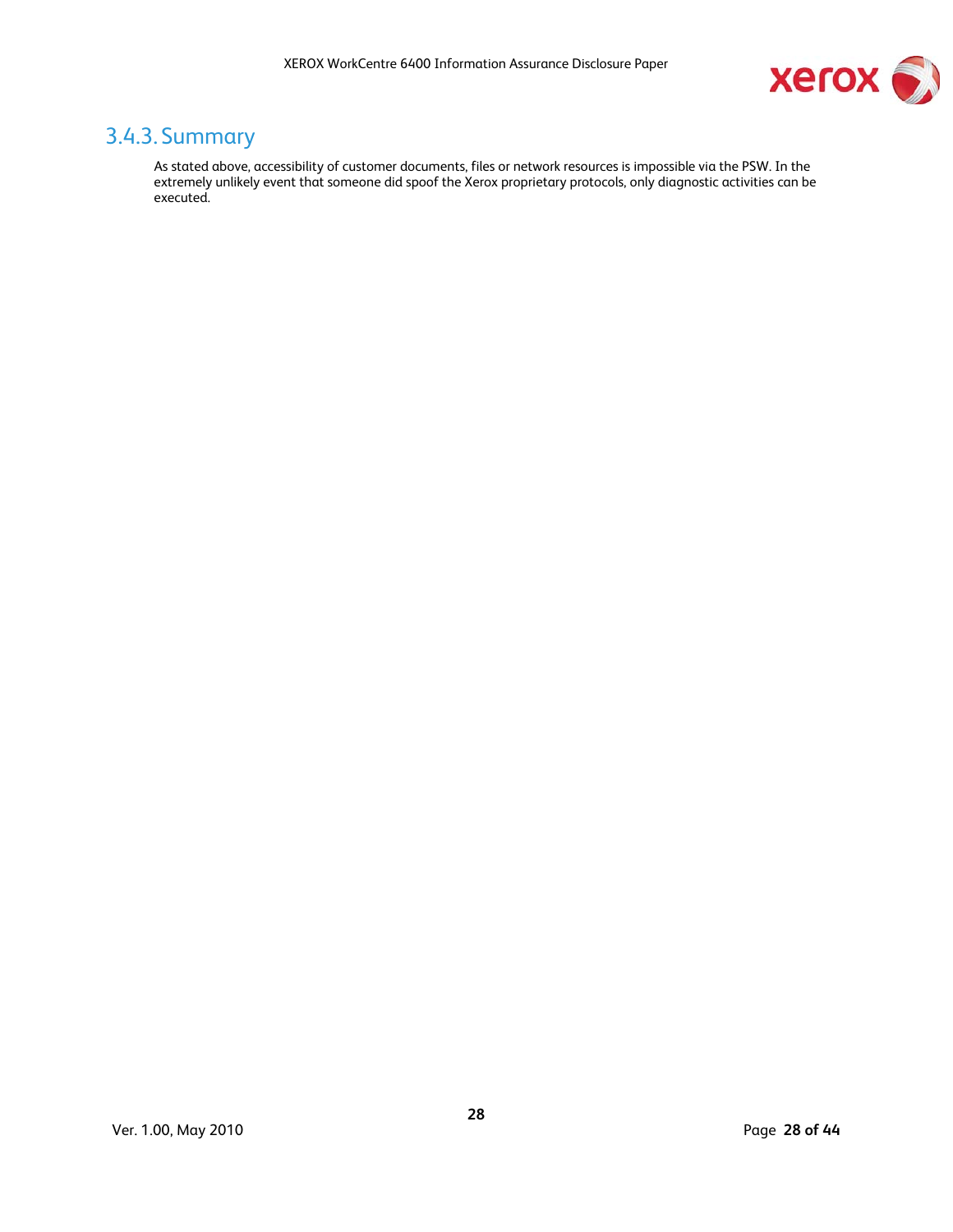### 3.4.3. Summary

As stated above, accessibility of customer documents, files or network resources is impossible via the PSW. In the extremely unlikely event that someone did spoof the Xerox proprietary protocols, only diagnostic activities can be executed.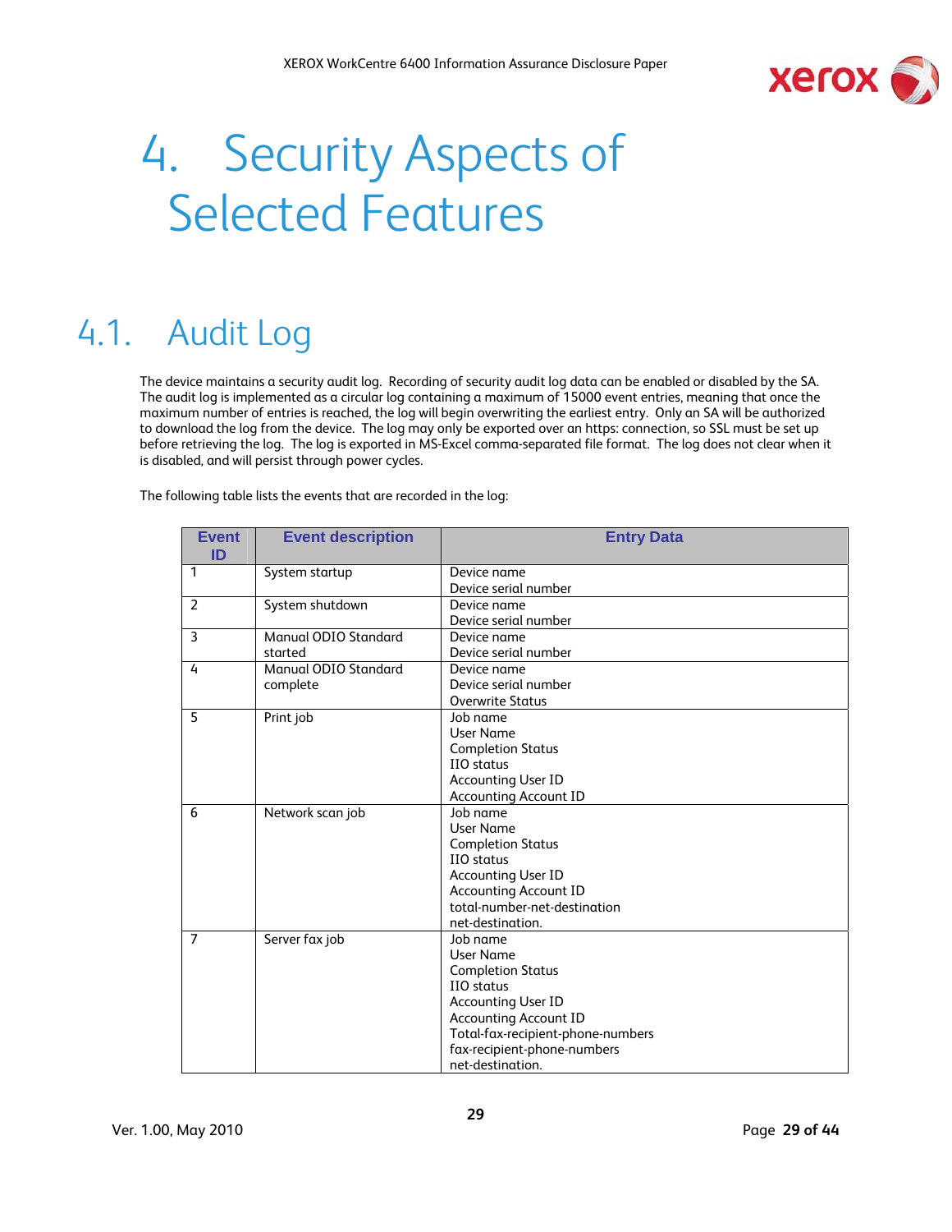// 4. Security Aspects of Selected Features

## 4.1. Audit Log

The device maintains a security audit log. Recording of security audit log data can be enabled or disabled by the SA. The audit log is implemented as a circular log containing a maximum of 15000 event entries, meaning that once the maximum number of entries is reached, the log will begin overwriting the earliest entry. Only an SA will be authorized to download the log from the device. The log may only be exported over an https: connection, so SSL must be set up before retrieving the log. The log is exported in MS-Excel comma-separated file format. The log does not clear when it is disabled, and will persist through power cycles.

The following table lists the events that are recorded in the log:

| Event ID | Event description | Entry Data |
|---|---|---|
| 1 | System startup | Device name<br>Device serial number |
| 2 | System shutdown | Device name<br>Device serial number |
| 3 | Manual ODIO Standard started | Device name<br>Device serial number |
| 4 | Manual ODIO Standard complete | Device name<br>Device serial number<br>Overwrite Status |
| 5 | Print job | Job name<br>User Name<br>Completion Status<br>IIO status<br>Accounting User ID<br>Accounting Account ID |
| 6 | Network scan job | Job name<br>User Name<br>Completion Status<br>IIO status<br>Accounting User ID<br>Accounting Account ID<br>total-number-net-destination<br>net-destination. |
| 7 | Server fax job | Job name<br>User Name<br>Completion Status<br>IIO status<br>Accounting User ID<br>Accounting Account ID<br>Total-fax-recipient-phone-numbers<br>fax-recipient-phone-numbers<br>net-destination. |

# 4. Security Aspects of Selected Features

## 4.1. Audit Log

The device maintains a security audit log. Recording of security audit log data can be enabled or disabled by the SA. The audit log is implemented as a circular log containing a maximum of 15000 event entries, meaning that once the maximum number of entries is reached, the log will begin overwriting the earliest entry. Only an SA will be authorized to download the log from the device. The log may only be exported over an https: connection, so SSL must be set up before retrieving the log. The log is exported in MS-Excel comma-separated file format. The log does not clear when it is disabled, and will persist through power cycles.

The following table lists the events that are recorded in the log:

| Event ID | Event description | Entry Data |
|---|---|---|
| 1 | System startup | Device name<br>Device serial number |
| 2 | System shutdown | Device name<br>Device serial number |
| 3 | Manual ODIO Standard started | Device name<br>Device serial number |
| 4 | Manual ODIO Standard complete | Device name<br>Device serial number<br>Overwrite Status |
| 5 | Print job | Job name<br>User Name<br>Completion Status<br>IIO status<br>Accounting User ID<br>Accounting Account ID |
| 6 | Network scan job | Job name<br>User Name<br>Completion Status<br>IIO status<br>Accounting User ID<br>Accounting Account ID<br>total-number-net-destination<br>net-destination. |
| 7 | Server fax job | Job name<br>User Name<br>Completion Status<br>IIO status<br>Accounting User ID<br>Accounting Account ID<br>Total-fax-recipient-phone-numbers<br>fax-recipient-phone-numbers<br>net-destination. |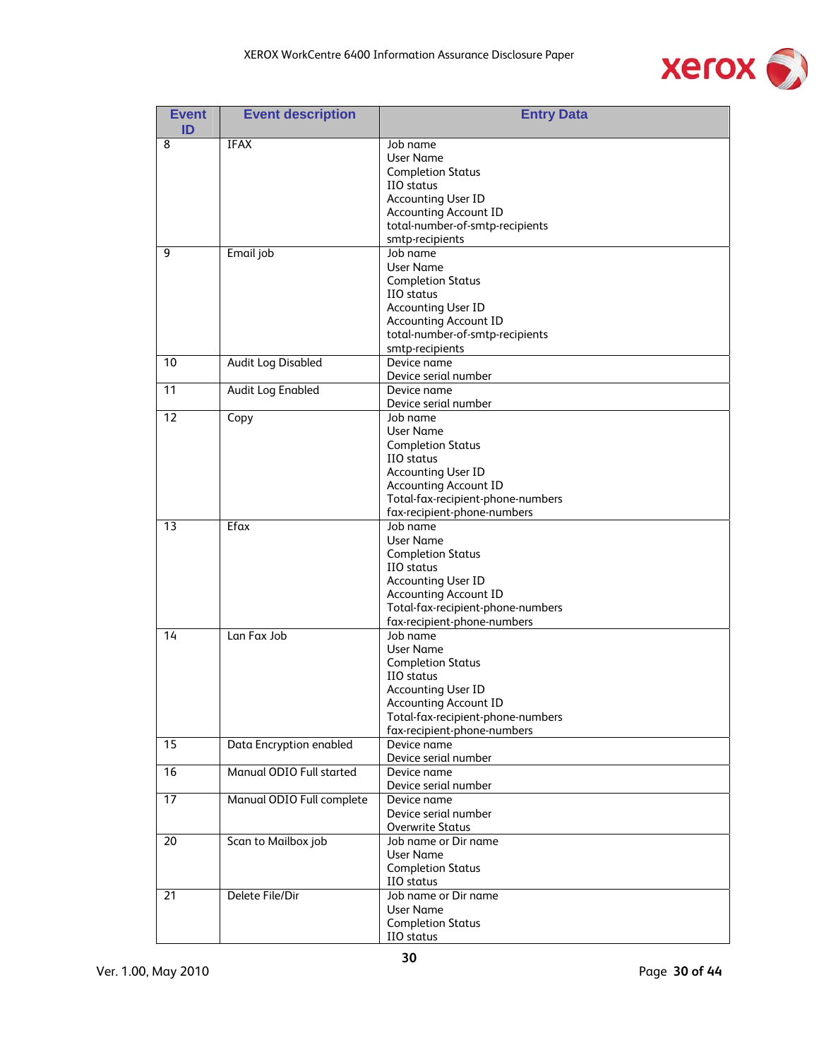| Event ID | Event description | Entry Data |
|---|---|---|
| 8 | IFAX | Job name<br>User Name<br>Completion Status<br>IIO status<br>Accounting User ID<br>Accounting Account ID<br>total-number-of-smtp-recipients<br>smtp-recipients |
| 9 | Email job | Job name<br>User Name<br>Completion Status<br>IIO status<br>Accounting User ID<br>Accounting Account ID<br>total-number-of-smtp-recipients<br>smtp-recipients |
| 10 | Audit Log Disabled | Device name<br>Device serial number |
| 11 | Audit Log Enabled | Device name<br>Device serial number |
| 12 | Copy | Job name<br>User Name<br>Completion Status<br>IIO status<br>Accounting User ID<br>Accounting Account ID<br>Total-fax-recipient-phone-numbers<br>fax-recipient-phone-numbers |
| 13 | Efax | Job name<br>User Name<br>Completion Status<br>IIO status<br>Accounting User ID<br>Accounting Account ID<br>Total-fax-recipient-phone-numbers<br>fax-recipient-phone-numbers |
| 14 | Lan Fax Job | Job name<br>User Name<br>Completion Status<br>IIO status<br>Accounting User ID<br>Accounting Account ID<br>Total-fax-recipient-phone-numbers<br>fax-recipient-phone-numbers |
| 15 | Data Encryption enabled | Device name<br>Device serial number |
| 16 | Manual ODIO Full started | Device name<br>Device serial number |
| 17 | Manual ODIO Full complete | Device name<br>Device serial number<br>Overwrite Status |
| 20 | Scan to Mailbox job | Job name or Dir name<br>User Name<br>Completion Status<br>IIO status |
| 21 | Delete File/Dir | Job name or Dir name<br>User Name<br>Completion Status<br>IIO status |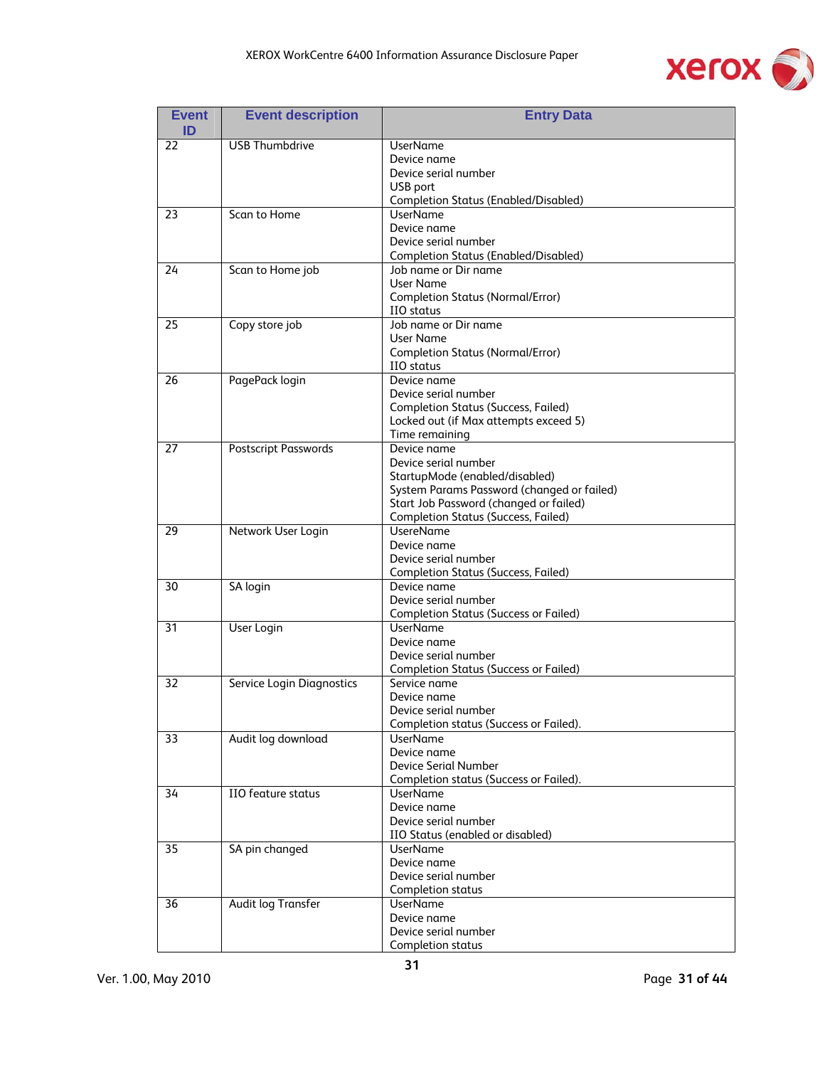| Event ID | Event description | Entry Data |
|---|---|---|
| 22 | USB Thumbdrive | UserName<br>Device name<br>Device serial number<br>USB port<br>Completion Status (Enabled/Disabled) |
| 23 | Scan to Home | UserName<br>Device name<br>Device serial number<br>Completion Status (Enabled/Disabled) |
| 24 | Scan to Home job | Job name or Dir name<br>User Name<br>Completion Status (Normal/Error)<br>IIO status |
| 25 | Copy store job | Job name or Dir name<br>User Name<br>Completion Status (Normal/Error)<br>IIO status |
| 26 | PagePack login | Device name<br>Device serial number<br>Completion Status (Success, Failed)<br>Locked out (if Max attempts exceed 5)<br>Time remaining |
| 27 | Postscript Passwords | Device name<br>Device serial number<br>StartupMode (enabled/disabled)<br>System Params Password (changed or failed)<br>Start Job Password (changed or failed)<br>Completion Status (Success, Failed) |
| 29 | Network User Login | UsereName<br>Device name<br>Device serial number<br>Completion Status (Success, Failed) |
| 30 | SA login | Device name<br>Device serial number<br>Completion Status (Success or Failed) |
| 31 | User Login | UserName<br>Device name<br>Device serial number<br>Completion Status (Success or Failed) |
| 32 | Service Login Diagnostics | Service name<br>Device name<br>Device serial number<br>Completion status (Success or Failed). |
| 33 | Audit log download | UserName<br>Device name<br>Device Serial Number<br>Completion status (Success or Failed). |
| 34 | IIO feature status | UserName<br>Device name<br>Device serial number<br>IIO Status (enabled or disabled) |
| 35 | SA pin changed | UserName<br>Device name<br>Device serial number<br>Completion status |
| 36 | Audit log Transfer | UserName<br>Device name<br>Device serial number<br>Completion status |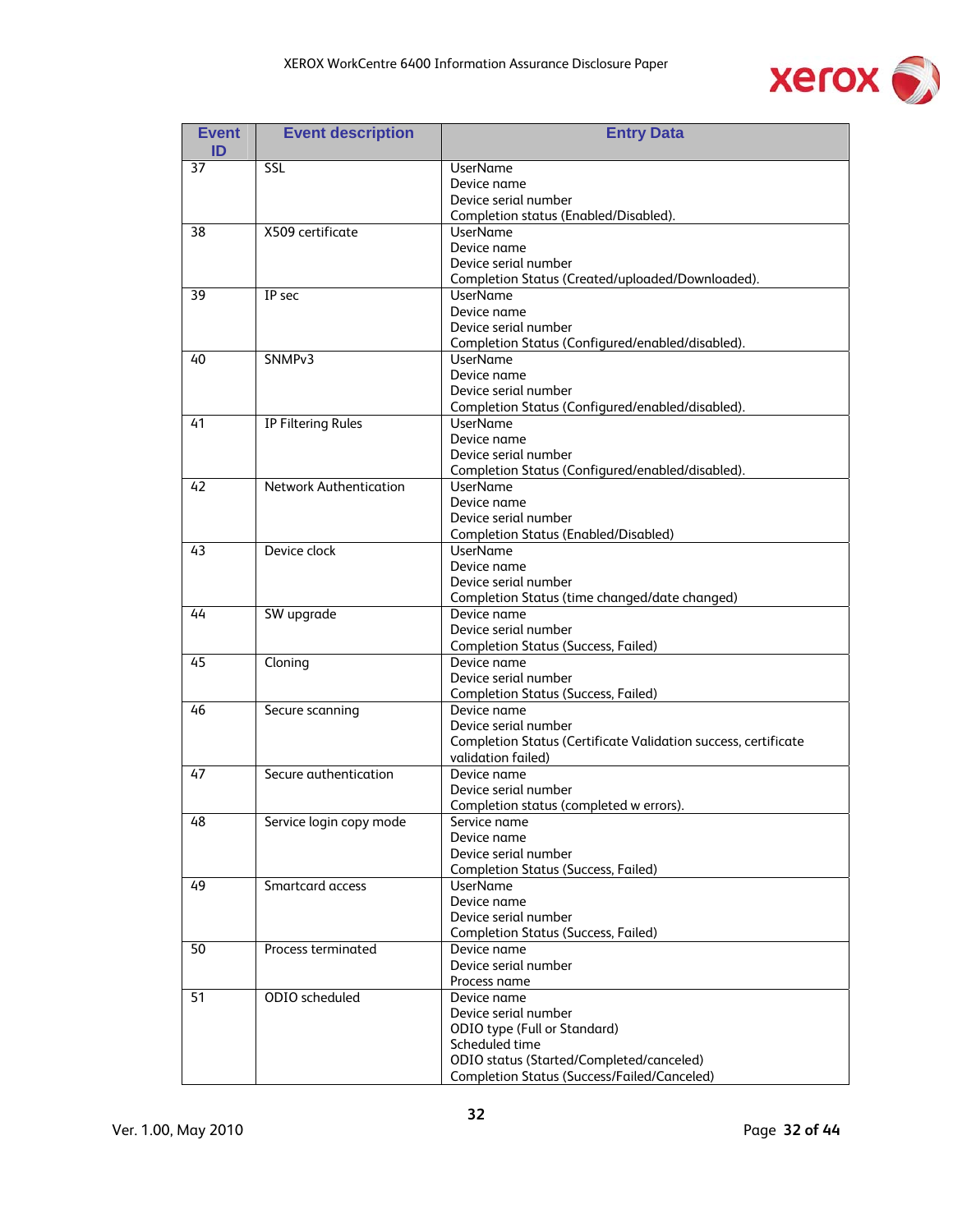| Event ID | Event description | Entry Data |
|---|---|---|
| 37 | SSL | UserName<br>Device name<br>Device serial number<br>Completion status (Enabled/Disabled). |
| 38 | X509 certificate | UserName<br>Device name<br>Device serial number<br>Completion Status (Created/uploaded/Downloaded). |
| 39 | IP sec | UserName<br>Device name<br>Device serial number<br>Completion Status (Configured/enabled/disabled). |
| 40 | SNMPv3 | UserName<br>Device name<br>Device serial number<br>Completion Status (Configured/enabled/disabled). |
| 41 | IP Filtering Rules | UserName<br>Device name<br>Device serial number<br>Completion Status (Configured/enabled/disabled). |
| 42 | Network Authentication | UserName<br>Device name<br>Device serial number<br>Completion Status (Enabled/Disabled) |
| 43 | Device clock | UserName<br>Device name<br>Device serial number<br>Completion Status (time changed/date changed) |
| 44 | SW upgrade | Device name<br>Device serial number<br>Completion Status (Success, Failed) |
| 45 | Cloning | Device name<br>Device serial number<br>Completion Status (Success, Failed) |
| 46 | Secure scanning | Device name<br>Device serial number<br>Completion Status (Certificate Validation success, certificate validation failed) |
| 47 | Secure authentication | Device name<br>Device serial number<br>Completion status (completed w errors). |
| 48 | Service login copy mode | Service name<br>Device name<br>Device serial number<br>Completion Status (Success, Failed) |
| 49 | Smartcard access | UserName<br>Device name<br>Device serial number<br>Completion Status (Success, Failed) |
| 50 | Process terminated | Device name<br>Device serial number<br>Process name |
| 51 | ODIO scheduled | Device name<br>Device serial number<br>ODIO type (Full or Standard)<br>Scheduled time<br>ODIO status (Started/Completed/canceled)<br>Completion Status (Success/Failed/Canceled) |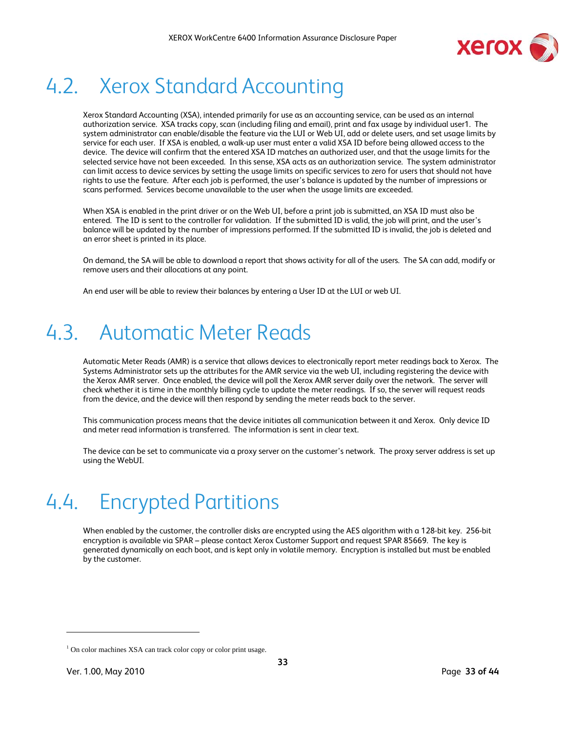## 4.2. Xerox Standard Accounting

Xerox Standard Accounting (XSA), intended primarily for use as an accounting service, can be used as an internal authorization service. XSA tracks copy, scan (including filing and email), print and fax usage by individual user[1]. The system administrator can enable/disable the feature via the LUI or Web UI, add or delete users, and set usage limits by service for each user. If XSA is enabled, a walk-up user must enter a valid XSA ID before being allowed access to the device. The device will confirm that the entered XSA ID matches an authorized user, and that the usage limits for the selected service have not been exceeded. In this sense, XSA acts as an authorization service. The system administrator can limit access to device services by setting the usage limits on specific services to zero for users that should not have rights to use the feature. After each job is performed, the user's balance is updated by the number of impressions or scans performed. Services become unavailable to the user when the usage limits are exceeded.

When XSA is enabled in the print driver or on the Web UI, before a print job is submitted, an XSA ID must also be entered. The ID is sent to the controller for validation. If the submitted ID is valid, the job will print, and the user's balance will be updated by the number of impressions performed. If the submitted ID is invalid, the job is deleted and an error sheet is printed in its place.

On demand, the SA will be able to download a report that shows activity for all of the users. The SA can add, modify or remove users and their allocations at any point.

An end user will be able to review their balances by entering a User ID at the LUI or web UI.

## 4.3. Automatic Meter Reads

Automatic Meter Reads (AMR) is a service that allows devices to electronically report meter readings back to Xerox. The Systems Administrator sets up the attributes for the AMR service via the web UI, including registering the device with the Xerox AMR server. Once enabled, the device will poll the Xerox AMR server daily over the network. The server will check whether it is time in the monthly billing cycle to update the meter readings. If so, the server will request reads from the device, and the device will then respond by sending the meter reads back to the server.

This communication process means that the device initiates all communication between it and Xerox. Only device ID and meter read information is transferred. The information is sent in clear text.

The device can be set to communicate via a proxy server on the customer's network. The proxy server address is set up using the WebUI.

## 4.4. Encrypted Partitions

When enabled by the customer, the controller disks are encrypted using the AES algorithm with a 128-bit key. 256-bit encryption is available via SPAR – please contact Xerox Customer Support and request SPAR 85669. The key is generated dynamically on each boot, and is kept only in volatile memory. Encryption is installed but must be enabled by the customer.

---

[1] On color machines XSA can track color copy or color print usage.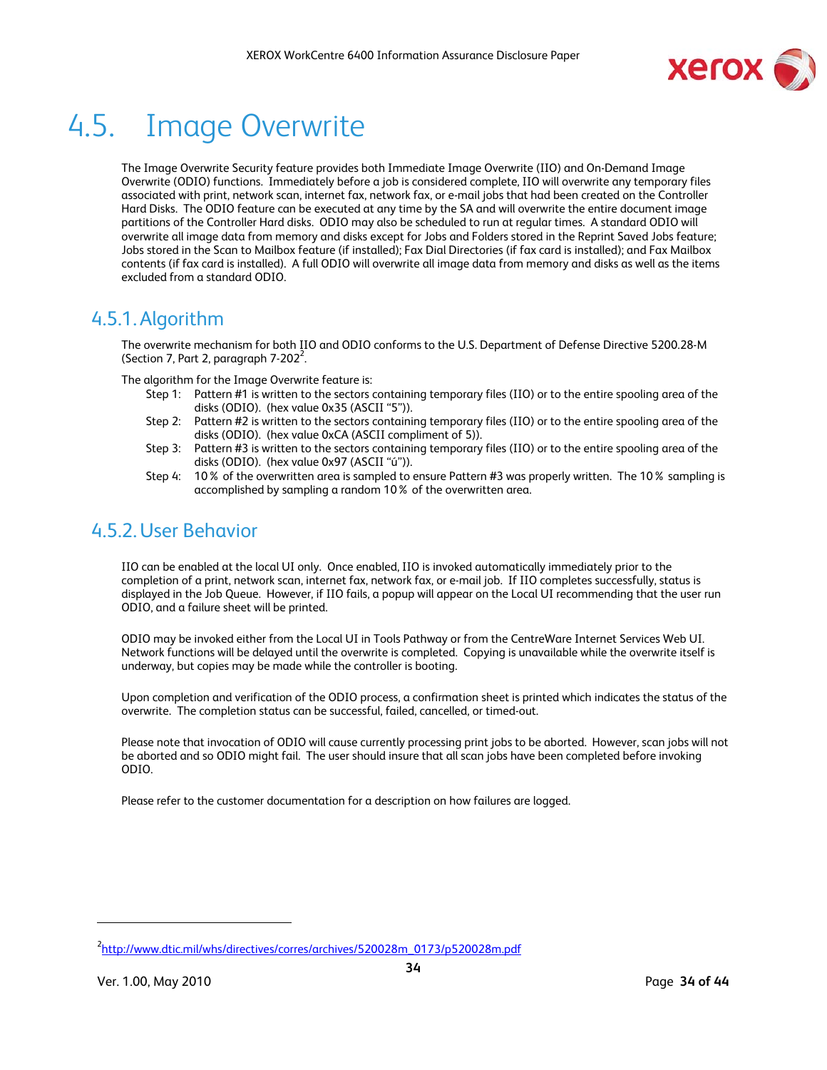# 4.5. Image Overwrite

The Image Overwrite Security feature provides both Immediate Image Overwrite (IIO) and On-Demand Image Overwrite (ODIO) functions. Immediately before a job is considered complete, IIO will overwrite any temporary files associated with print, network scan, internet fax, network fax, or e-mail jobs that had been created on the Controller Hard Disks. The ODIO feature can be executed at any time by the SA and will overwrite the entire document image partitions of the Controller Hard disks. ODIO may also be scheduled to run at regular times. A standard ODIO will overwrite all image data from memory and disks except for Jobs and Folders stored in the Reprint Saved Jobs feature; Jobs stored in the Scan to Mailbox feature (if installed); Fax Dial Directories (if fax card is installed); and Fax Mailbox contents (if fax card is installed). A full ODIO will overwrite all image data from memory and disks as well as the items excluded from a standard ODIO.

## 4.5.1. Algorithm

The overwrite mechanism for both IIO and ODIO conforms to the U.S. Department of Defense Directive 5200.28-M (Section 7, Part 2, paragraph 7-202[2].

The algorithm for the Image Overwrite feature is:

- Step 1: Pattern #1 is written to the sectors containing temporary files (IIO) or to the entire spooling area of the disks (ODIO). (hex value 0x35 (ASCII "5")).
- Step 2: Pattern #2 is written to the sectors containing temporary files (IIO) or to the entire spooling area of the disks (ODIO). (hex value 0xCA (ASCII compliment of 5)).
- Step 3: Pattern #3 is written to the sectors containing temporary files (IIO) or to the entire spooling area of the disks (ODIO). (hex value 0x97 (ASCII "ú")).
- Step 4: 10% of the overwritten area is sampled to ensure Pattern #3 was properly written. The 10% sampling is accomplished by sampling a random 10% of the overwritten area.

## 4.5.2. User Behavior

IIO can be enabled at the local UI only. Once enabled, IIO is invoked automatically immediately prior to the completion of a print, network scan, internet fax, network fax, or e-mail job. If IIO completes successfully, status is displayed in the Job Queue. However, if IIO fails, a popup will appear on the Local UI recommending that the user run ODIO, and a failure sheet will be printed.

ODIO may be invoked either from the Local UI in Tools Pathway or from the CentreWare Internet Services Web UI. Network functions will be delayed until the overwrite is completed. Copying is unavailable while the overwrite itself is underway, but copies may be made while the controller is booting.

Upon completion and verification of the ODIO process, a confirmation sheet is printed which indicates the status of the overwrite. The completion status can be successful, failed, cancelled, or timed-out.

Please note that invocation of ODIO will cause currently processing print jobs to be aborted. However, scan jobs will not be aborted and so ODIO might fail. The user should insure that all scan jobs have been completed before invoking ODIO.

Please refer to the customer documentation for a description on how failures are logged.

---

[2] http://www.dtic.mil/whs/directives/corres/archives/520028m_0173/p520028m.pdf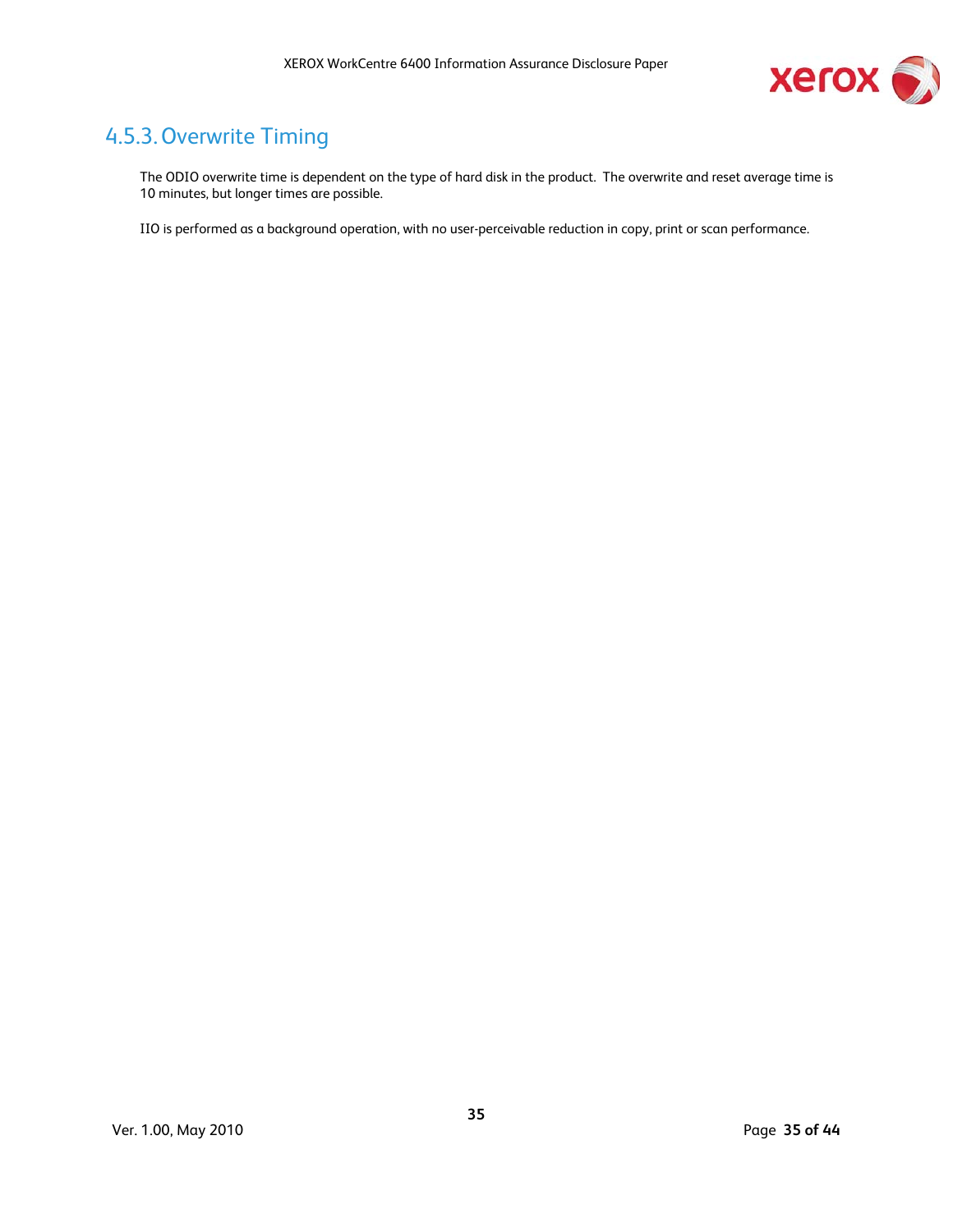### 4.5.3. Overwrite Timing

The ODIO overwrite time is dependent on the type of hard disk in the product. The overwrite and reset average time is 10 minutes, but longer times are possible.

IIO is performed as a background operation, with no user-perceivable reduction in copy, print or scan performance.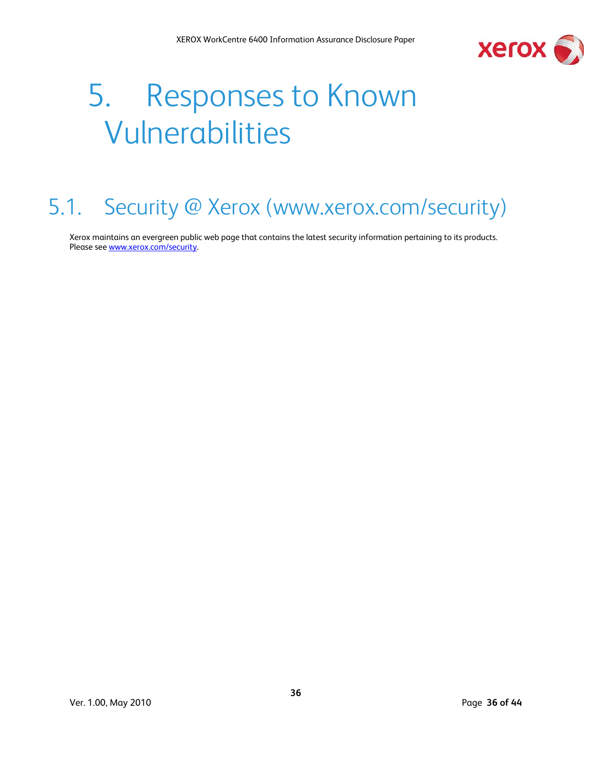# 5. Responses to Known Vulnerabilities

## 5.1. Security @ Xerox (www.xerox.com/security)

Xerox maintains an evergreen public web page that contains the latest security information pertaining to its products. Please see [www.xerox.com/security](http://www.xerox.com/security).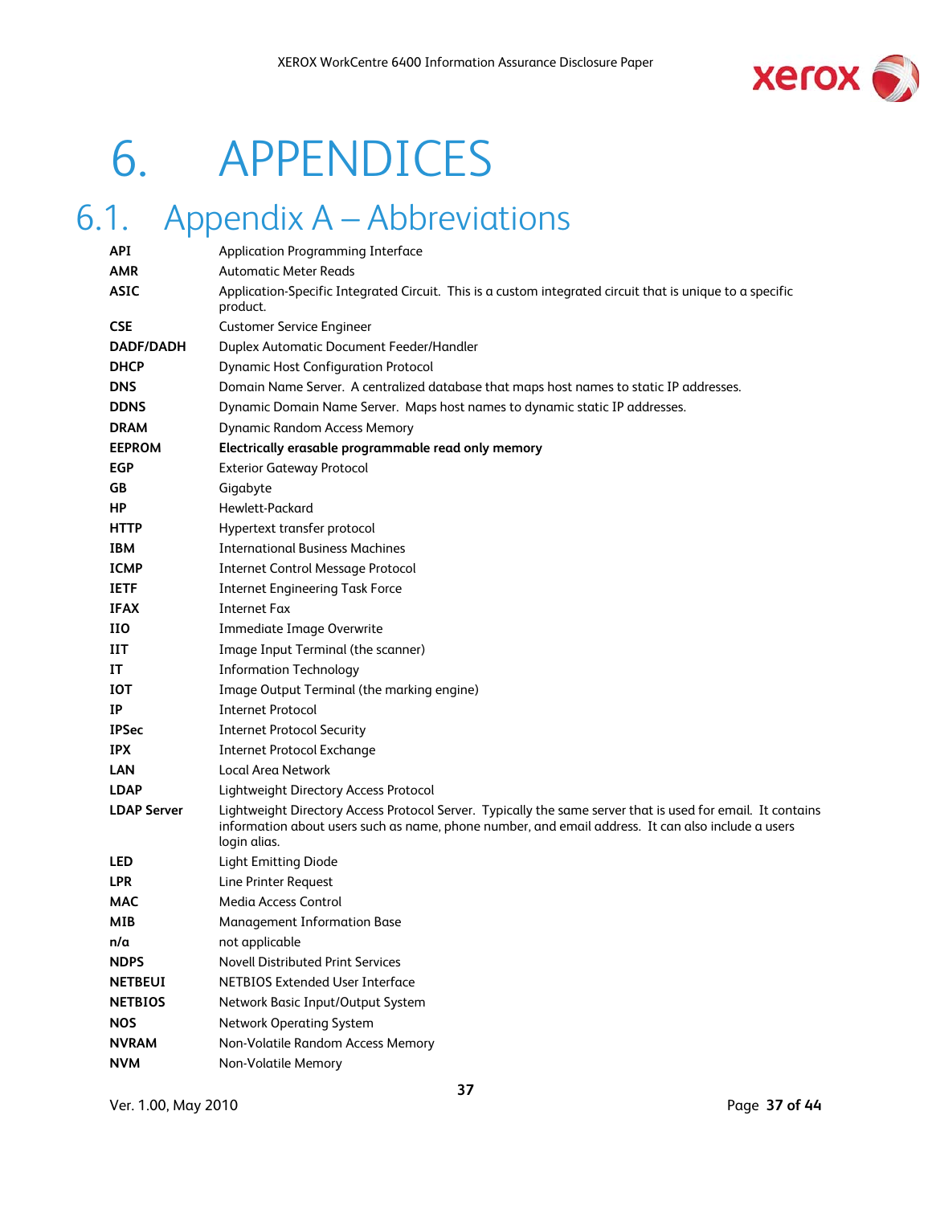# 6. APPENDICES

## 6.1. Appendix A – Abbreviations

| | |
|---|---|
| **API** | Application Programming Interface |
| **AMR** | Automatic Meter Reads |
| **ASIC** | Application-Specific Integrated Circuit. This is a custom integrated circuit that is unique to a specific product. |
| **CSE** | Customer Service Engineer |
| **DADF/DADH** | Duplex Automatic Document Feeder/Handler |
| **DHCP** | Dynamic Host Configuration Protocol |
| **DNS** | Domain Name Server. A centralized database that maps host names to static IP addresses. |
| **DDNS** | Dynamic Domain Name Server. Maps host names to dynamic static IP addresses. |
| **DRAM** | Dynamic Random Access Memory |
| **EEPROM** | **Electrically erasable programmable read only memory** |
| **EGP** | Exterior Gateway Protocol |
| **GB** | Gigabyte |
| **HP** | Hewlett-Packard |
| **HTTP** | Hypertext transfer protocol |
| **IBM** | International Business Machines |
| **ICMP** | Internet Control Message Protocol |
| **IETF** | Internet Engineering Task Force |
| **IFAX** | Internet Fax |
| **IIO** | Immediate Image Overwrite |
| **IIT** | Image Input Terminal (the scanner) |
| **IT** | Information Technology |
| **IOT** | Image Output Terminal (the marking engine) |
| **IP** | Internet Protocol |
| **IPSec** | Internet Protocol Security |
| **IPX** | Internet Protocol Exchange |
| **LAN** | Local Area Network |
| **LDAP** | Lightweight Directory Access Protocol |
| **LDAP Server** | Lightweight Directory Access Protocol Server. Typically the same server that is used for email. It contains information about users such as name, phone number, and email address. It can also include a users login alias. |
| **LED** | Light Emitting Diode |
| **LPR** | Line Printer Request |
| **MAC** | Media Access Control |
| **MIB** | Management Information Base |
| **n/a** | not applicable |
| **NDPS** | Novell Distributed Print Services |
| **NETBEUI** | NETBIOS Extended User Interface |
| **NETBIOS** | Network Basic Input/Output System |
| **NOS** | Network Operating System |
| **NVRAM** | Non-Volatile Random Access Memory |
| **NVM** | Non-Volatile Memory |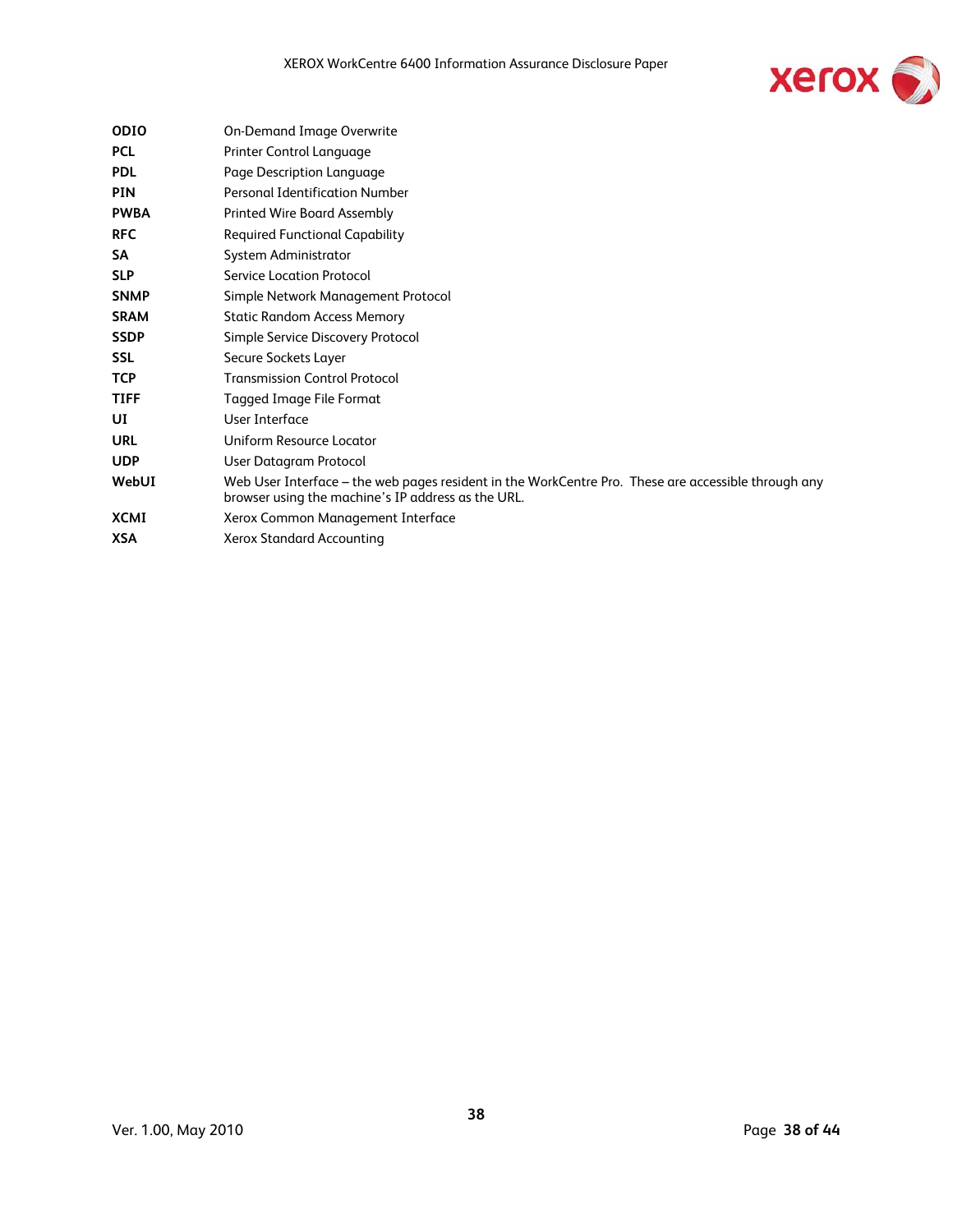| | |
|---|---|
| **ODIO** | On-Demand Image Overwrite |
| **PCL** | Printer Control Language |
| **PDL** | Page Description Language |
| **PIN** | Personal Identification Number |
| **PWBA** | Printed Wire Board Assembly |
| **RFC** | Required Functional Capability |
| **SA** | System Administrator |
| **SLP** | Service Location Protocol |
| **SNMP** | Simple Network Management Protocol |
| **SRAM** | Static Random Access Memory |
| **SSDP** | Simple Service Discovery Protocol |
| **SSL** | Secure Sockets Layer |
| **TCP** | Transmission Control Protocol |
| **TIFF** | Tagged Image File Format |
| **UI** | User Interface |
| **URL** | Uniform Resource Locator |
| **UDP** | User Datagram Protocol |
| **WebUI** | Web User Interface – the web pages resident in the WorkCentre Pro. These are accessible through any browser using the machine's IP address as the URL. |
| **XCMI** | Xerox Common Management Interface |
| **XSA** | Xerox Standard Accounting |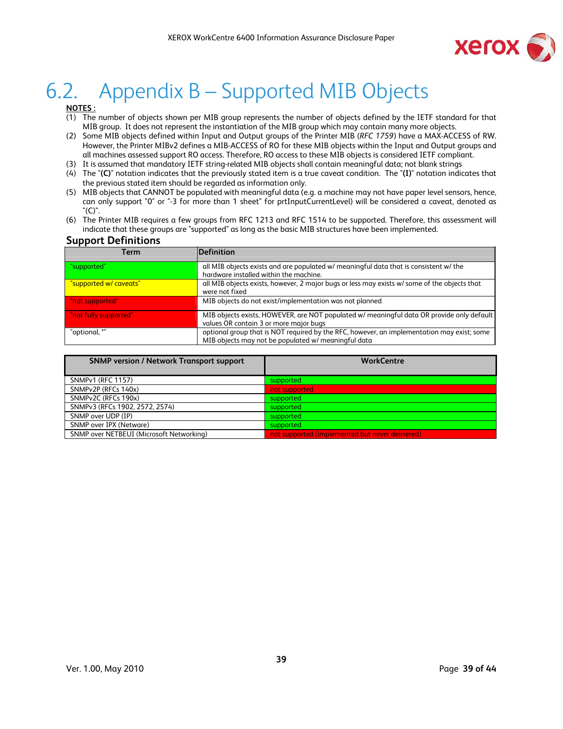# 6.2. Appendix B – Supported MIB Objects

**NOTES :**

(1) The number of objects shown per MIB group represents the number of objects defined by the IETF standard for that MIB group. It does not represent the instantiation of the MIB group which may contain many more objects.

(2) Some MIB objects defined within Input and Output groups of the Printer MIB (*RFC 1759*) have a MAX-ACCESS of RW. However, the Printer MIBv2 defines a MIB-ACCESS of RO for these MIB objects within the Input and Output groups and all machines assessed support RO access. Therefore, RO access to these MIB objects is considered IETF compliant.

(3) It is assumed that mandatory IETF string-related MIB objects shall contain meaningful data; not blank strings

(4) The "**(C)**" notation indicates that the previously stated item is a true caveat condition. The "**(I)**" notation indicates that the previous stated item should be regarded as information only.

(5) MIB objects that CANNOT be populated with meaningful data (e.g. a machine may not have paper level sensors, hence, can only support "0" or "-3 for more than 1 sheet" for prtInputCurrentLevel) will be considered a caveat, denoted as "(C)".

(6) The Printer MIB requires a few groups from RFC 1213 and RFC 1514 to be supported. Therefore, this assessment will indicate that these groups are "supported" as long as the basic MIB structures have been implemented.

## Support Definitions

| Term | Definition |
|---|---|
| "supported" | all MIB objects exists and are populated w/ meaningful data that is consistent w/ the hardware installed within the machine. |
| "supported w/ caveats" | all MIB objects exists, however, 2 major bugs or less may exists w/ some of the objects that were not fixed |
| "not supported" | MIB objects do not exist/implementation was not planned |
| "not fully supported" | MIB objects exists, HOWEVER, are NOT populated w/ meaningful data OR provide only default values OR contain 3 or more major bugs |
| "optional, *" | optional group that is NOT required by the RFC, however, an implementation may exist; some MIB objects may not be populated w/ meaningful data |

| SNMP version / Network Transport support | WorkCentre |
|---|---|
| SNMPv1 (RFC 1157) | supported |
| SNMPv2P (RFCs 140x) | not supported |
| SNMPv2C (RFCs 190x) | supported |
| SNMPv3 (RFCs 1902, 2572, 2574) | supported |
| SNMP over UDP (IP) | supported |
| SNMP over IPX (Netware) | supported |
| SNMP over NETBEUI (Microsoft Networking) | not supported (implemented but never delivered) |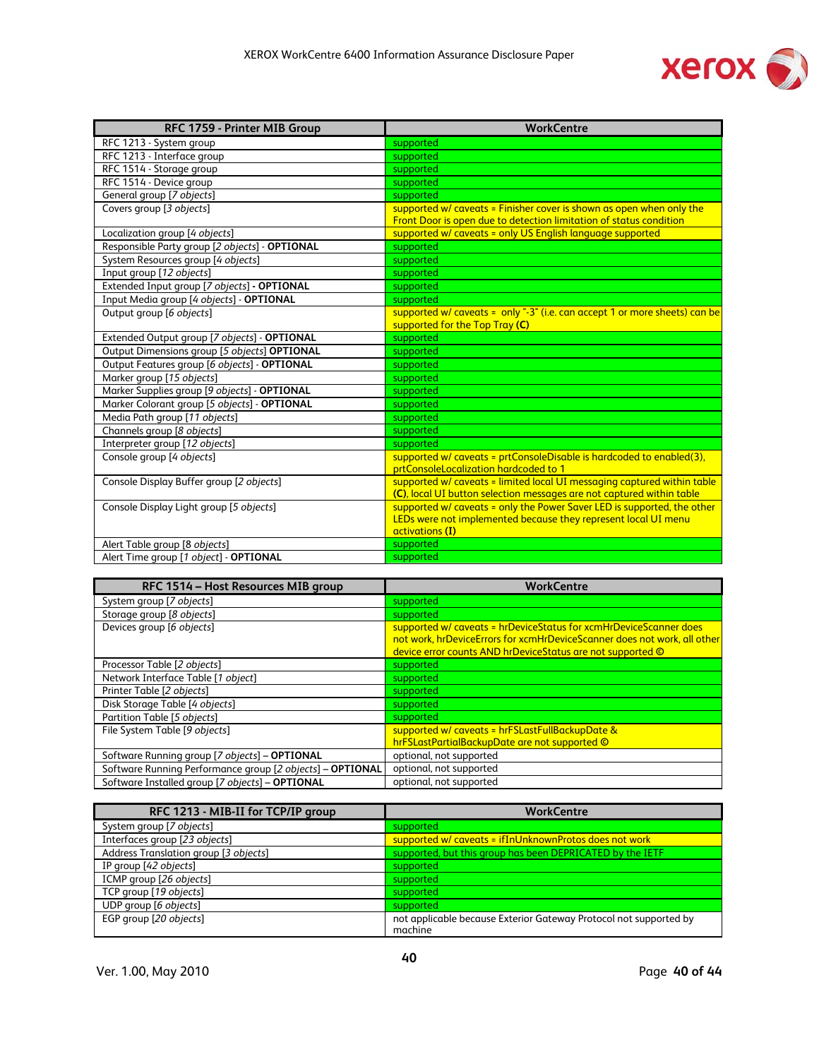| RFC 1759 - Printer MIB Group | WorkCentre |
|---|---|
| RFC 1213 - System group | supported |
| RFC 1213 - Interface group | supported |
| RFC 1514 - Storage group | supported |
| RFC 1514 - Device group | supported |
| General group [*7 objects*] | supported |
| Covers group [*3 objects*] | supported w/ caveats = Finisher cover is shown as open when only the Front Door is open due to detection limitation of status condition |
| Localization group [*4 objects*] | supported w/ caveats = only US English language supported |
| Responsible Party group [*2 objects*] - **OPTIONAL** | supported |
| System Resources group [*4 objects*] | supported |
| Input group [*12 objects*] | supported |
| Extended Input group [*7 objects*] - **OPTIONAL** | supported |
| Input Media group [*4 objects*] - **OPTIONAL** | supported |
| Output group [*6 objects*] | supported w/ caveats = only "-3" (i.e. can accept 1 or more sheets) can be supported for the Top Tray **(C)** |
| Extended Output group [*7 objects*] - **OPTIONAL** | supported |
| Output Dimensions group [*5 objects*] **OPTIONAL** | supported |
| Output Features group [*6 objects*] - **OPTIONAL** | supported |
| Marker group [*15 objects*] | supported |
| Marker Supplies group [*9 objects*] - **OPTIONAL** | supported |
| Marker Colorant group [*5 objects*] - **OPTIONAL** | supported |
| Media Path group [*11 objects*] | supported |
| Channels group [*8 objects*] | supported |
| Interpreter group [*12 objects*] | supported |
| Console group [*4 objects*] | supported w/ caveats = prtConsoleDisable is hardcoded to enabled(3), prtConsoleLocalization hardcoded to 1 |
| Console Display Buffer group [*2 objects*] | supported w/ caveats = limited local UI messaging captured within table **(C)**, local UI button selection messages are not captured within table |
| Console Display Light group [*5 objects*] | supported w/ caveats = only the Power Saver LED is supported, the other LEDs were not implemented because they represent local UI menu activations **(I)** |
| Alert Table group [*8 objects*] | supported |
| Alert Time group [*1 object*] - **OPTIONAL** | supported |

| RFC 1514 – Host Resources MIB group | WorkCentre |
|---|---|
| System group [*7 objects*] | supported |
| Storage group [*8 objects*] | supported |
| Devices group [*6 objects*] | supported w/ caveats = hrDeviceStatus for xcmHrDeviceScanner does not work, hrDeviceErrors for xcmHrDeviceScanner does not work, all other device error counts AND hrDeviceStatus are not supported © |
| Processor Table [*2 objects*] | supported |
| Network Interface Table [*1 object*] | supported |
| Printer Table [*2 objects*] | supported |
| Disk Storage Table [*4 objects*] | supported |
| Partition Table [*5 objects*] | supported |
| File System Table [*9 objects*] | supported w/ caveats = hrFSLastFullBackupDate & hrFSLastPartialBackupDate are not supported © |
| Software Running group [*7 objects*] – **OPTIONAL** | optional, not supported |
| Software Running Performance group [*2 objects*] – **OPTIONAL** | optional, not supported |
| Software Installed group [*7 objects*] – **OPTIONAL** | optional, not supported |

| RFC 1213 - MIB-II for TCP/IP group | WorkCentre |
|---|---|
| System group [*7 objects*] | supported |
| Interfaces group [*23 objects*] | supported w/ caveats = ifInUnknownProtos does not work |
| Address Translation group [*3 objects*] | supported, but this group has been DEPRICATED by the IETF |
| IP group [*42 objects*] | supported |
| ICMP group [*26 objects*] | supported |
| TCP group [*19 objects*] | supported |
| UDP group [*6 objects*] | supported |
| EGP group [*20 objects*] | not applicable because Exterior Gateway Protocol not supported by machine |

Ver. 1.00, May 2010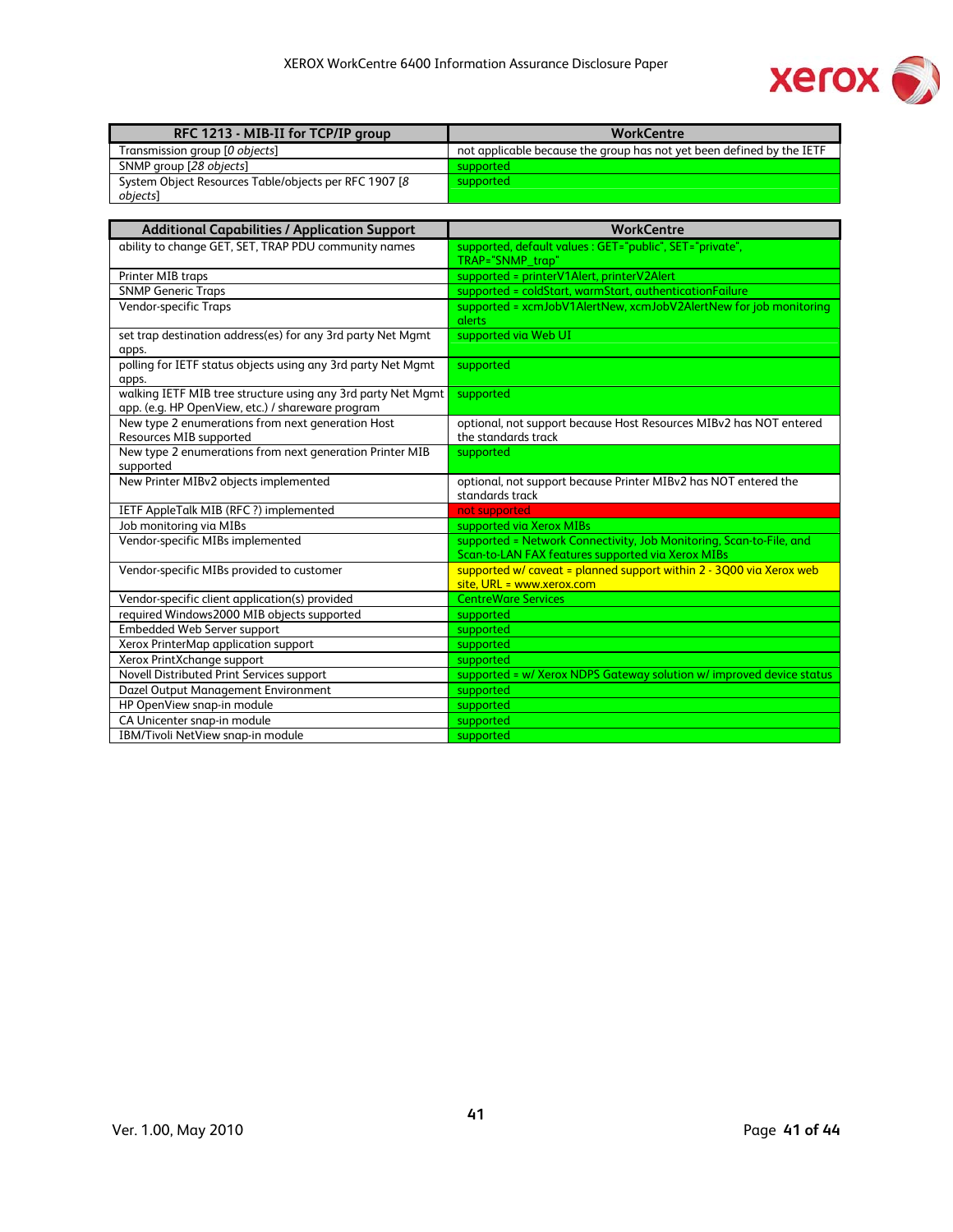| RFC 1213 - MIB-II for TCP/IP group | WorkCentre |
|---|---|
| Transmission group [*0 objects*] | not applicable because the group has not yet been defined by the IETF |
| SNMP group [*28 objects*] | supported |
| System Object Resources Table/objects per RFC 1907 [*8 objects*] | supported |

| Additional Capabilities / Application Support | WorkCentre |
|---|---|
| ability to change GET, SET, TRAP PDU community names | supported, default values : GET="public", SET="private", TRAP="SNMP_trap" |
| Printer MIB traps | supported = printerV1Alert, printerV2Alert |
| SNMP Generic Traps | supported = coldStart, warmStart, authenticationFailure |
| Vendor-specific Traps | supported = xcmJobV1AlertNew, xcmJobV2AlertNew for job monitoring alerts |
| set trap destination address(es) for any 3rd party Net Mgmt apps. | supported via Web UI |
| polling for IETF status objects using any 3rd party Net Mgmt apps. | supported |
| walking IETF MIB tree structure using any 3rd party Net Mgmt app. (e.g. HP OpenView, etc.) / shareware program | supported |
| New type 2 enumerations from next generation Host Resources MIB supported | optional, not support because Host Resources MIBv2 has NOT entered the standards track |
| New type 2 enumerations from next generation Printer MIB supported | supported |
| New Printer MIBv2 objects implemented | optional, not support because Printer MIBv2 has NOT entered the standards track |
| IETF AppleTalk MIB (RFC ?) implemented | not supported |
| Job monitoring via MIBs | supported via Xerox MIBs |
| Vendor-specific MIBs implemented | supported = Network Connectivity, Job Monitoring, Scan-to-File, and Scan-to-LAN FAX features supported via Xerox MIBs |
| Vendor-specific MIBs provided to customer | supported w/ caveat = planned support within 2 - 3Q00 via Xerox web site, URL = www.xerox.com |
| Vendor-specific client application(s) provided | CentreWare Services |
| required Windows2000 MIB objects supported | supported |
| Embedded Web Server support | supported |
| Xerox PrinterMap application support | supported |
| Xerox PrintXchange support | supported |
| Novell Distributed Print Services support | supported = w/ Xerox NDPS Gateway solution w/ improved device status |
| Dazel Output Management Environment | supported |
| HP OpenView snap-in module | supported |
| CA Unicenter snap-in module | supported |
| IBM/Tivoli NetView snap-in module | supported |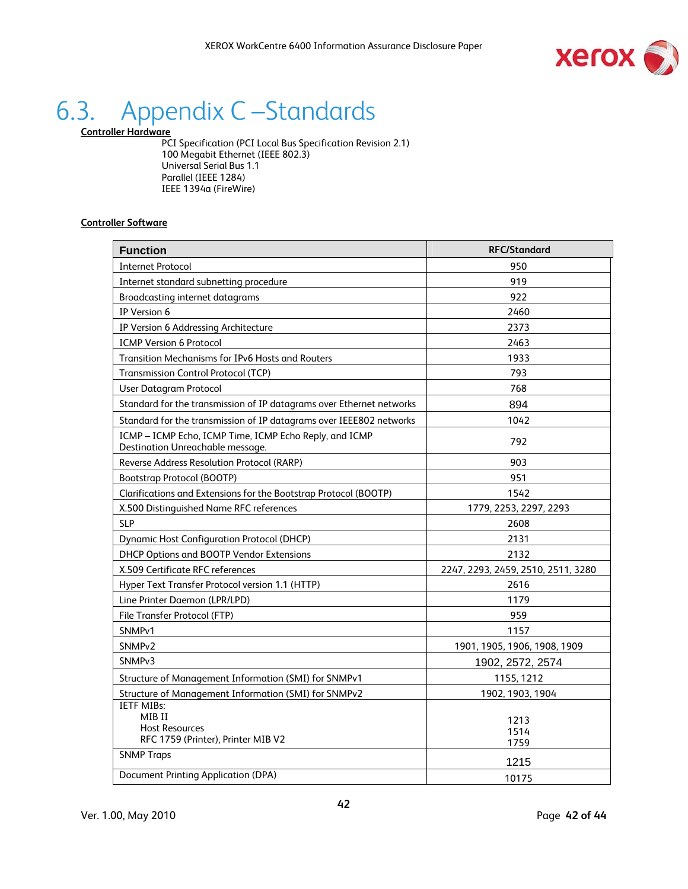# 6.3. Appendix C – Standards

**Controller Hardware**

PCI Specification (PCI Local Bus Specification Revision 2.1)
100 Megabit Ethernet (IEEE 802.3)
Universal Serial Bus 1.1
Parallel (IEEE 1284)
IEEE 1394a (FireWire)

**Controller Software**

| Function | RFC/Standard |
|---|---|
| Internet Protocol | 950 |
| Internet standard subnetting procedure | 919 |
| Broadcasting internet datagrams | 922 |
| IP Version 6 | 2460 |
| IP Version 6 Addressing Architecture | 2373 |
| ICMP Version 6 Protocol | 2463 |
| Transition Mechanisms for IPv6 Hosts and Routers | 1933 |
| Transmission Control Protocol (TCP) | 793 |
| User Datagram Protocol | 768 |
| Standard for the transmission of IP datagrams over Ethernet networks | 894 |
| Standard for the transmission of IP datagrams over IEEE802 networks | 1042 |
| ICMP – ICMP Echo, ICMP Time, ICMP Echo Reply, and ICMP Destination Unreachable message. | 792 |
| Reverse Address Resolution Protocol (RARP) | 903 |
| Bootstrap Protocol (BOOTP) | 951 |
| Clarifications and Extensions for the Bootstrap Protocol (BOOTP) | 1542 |
| X.500 Distinguished Name RFC references | 1779, 2253, 2297, 2293 |
| SLP | 2608 |
| Dynamic Host Configuration Protocol (DHCP) | 2131 |
| DHCP Options and BOOTP Vendor Extensions | 2132 |
| X.509 Certificate RFC references | 2247, 2293, 2459, 2510, 2511, 3280 |
| Hyper Text Transfer Protocol version 1.1 (HTTP) | 2616 |
| Line Printer Daemon (LPR/LPD) | 1179 |
| File Transfer Protocol (FTP) | 959 |
| SNMPv1 | 1157 |
| SNMPv2 | 1901, 1905, 1906, 1908, 1909 |
| SNMPv3 | 1902, 2572, 2574 |
| Structure of Management Information (SMI) for SNMPv1 | 1155, 1212 |
| Structure of Management Information (SMI) for SNMPv2 | 1902, 1903, 1904 |
| IETF MIBs:<br>MIB II<br>Host Resources<br>RFC 1759 (Printer), Printer MIB V2 | <br>1213<br>1514<br>1759 |
| SNMP Traps | 1215 |
| Document Printing Application (DPA) | 10175 |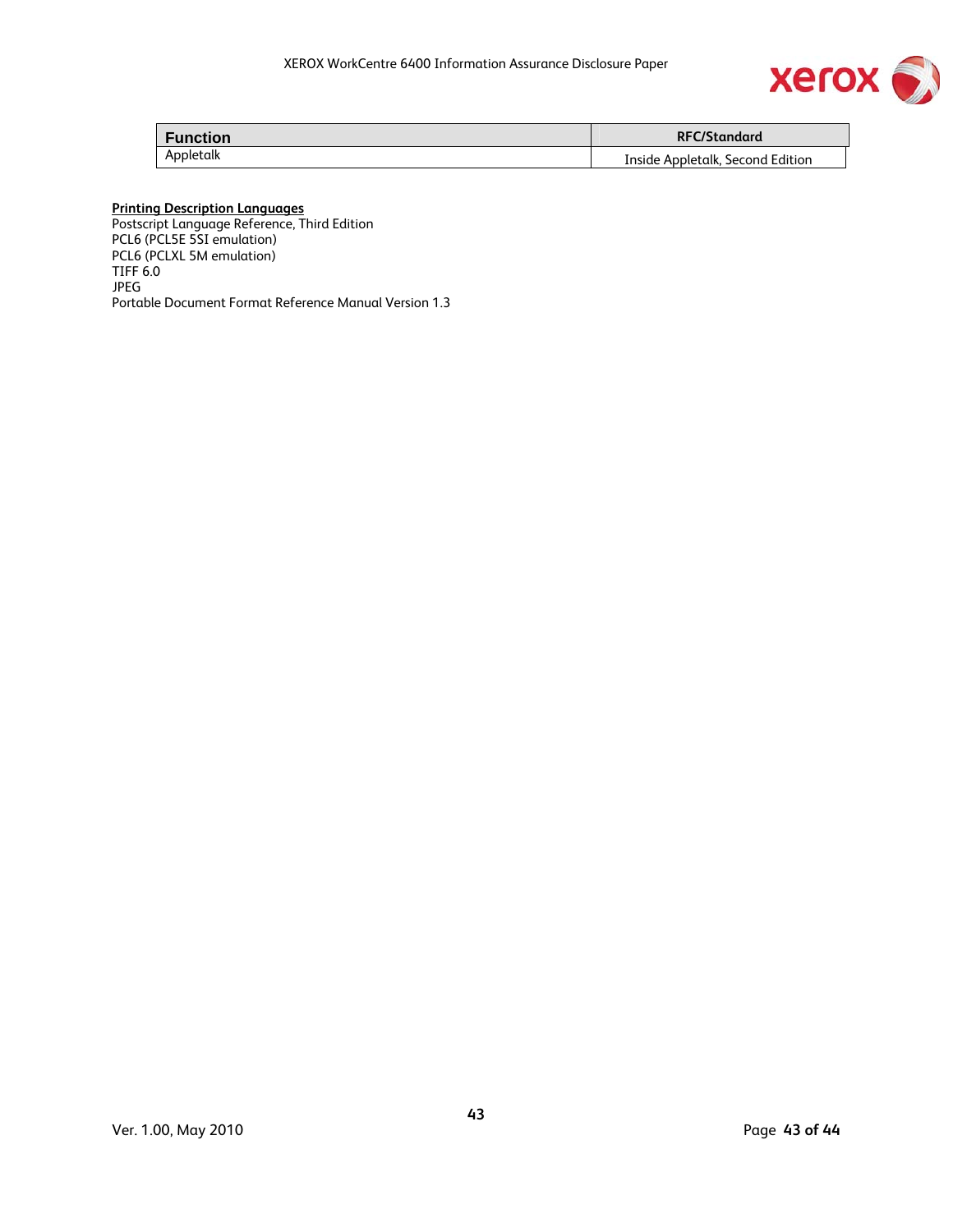| Function | RFC/Standard |
|---|---|
| Appletalk | Inside Appletalk, Second Edition |

**Printing Description Languages**

Postscript Language Reference, Third Edition
PCL6 (PCL5E 5SI emulation)
PCL6 (PCLXL 5M emulation)
TIFF 6.0
JPEG
Portable Document Format Reference Manual Version 1.3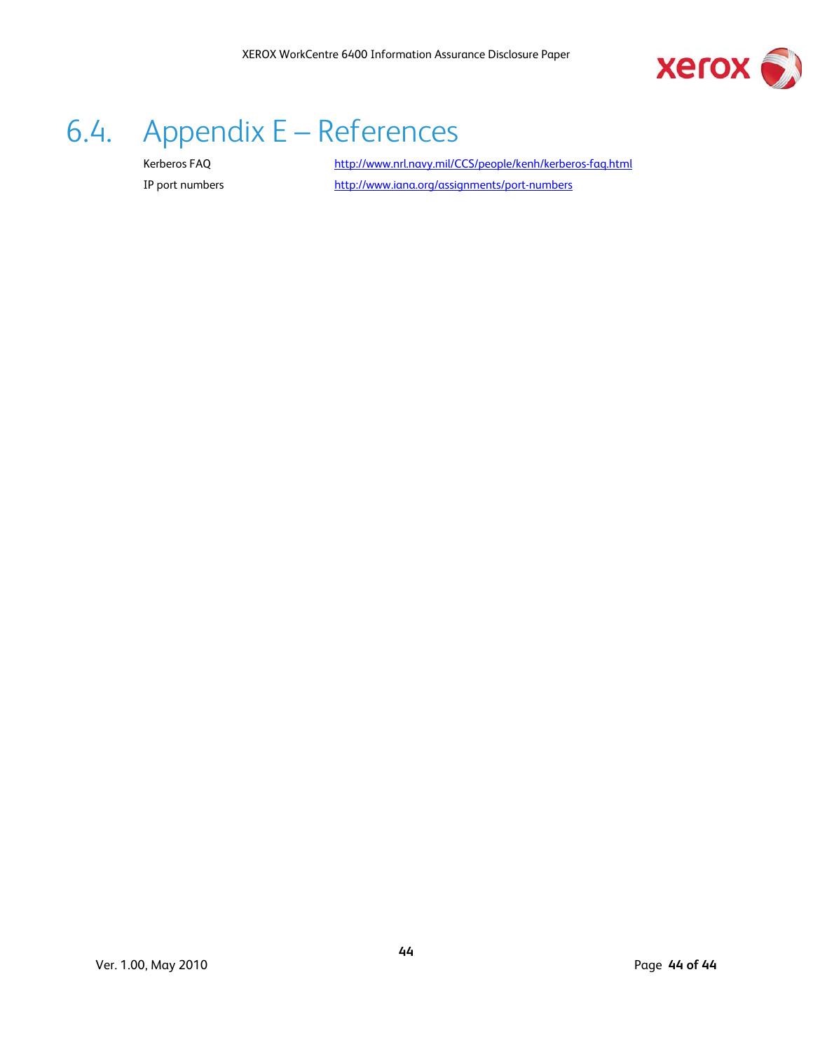## 6.4. Appendix E – References

| | |
|---|---|
| Kerberos FAQ | http://www.nrl.navy.mil/CCS/people/kenh/kerberos-faq.html |
| IP port numbers | http://www.iana.org/assignments/port-numbers |